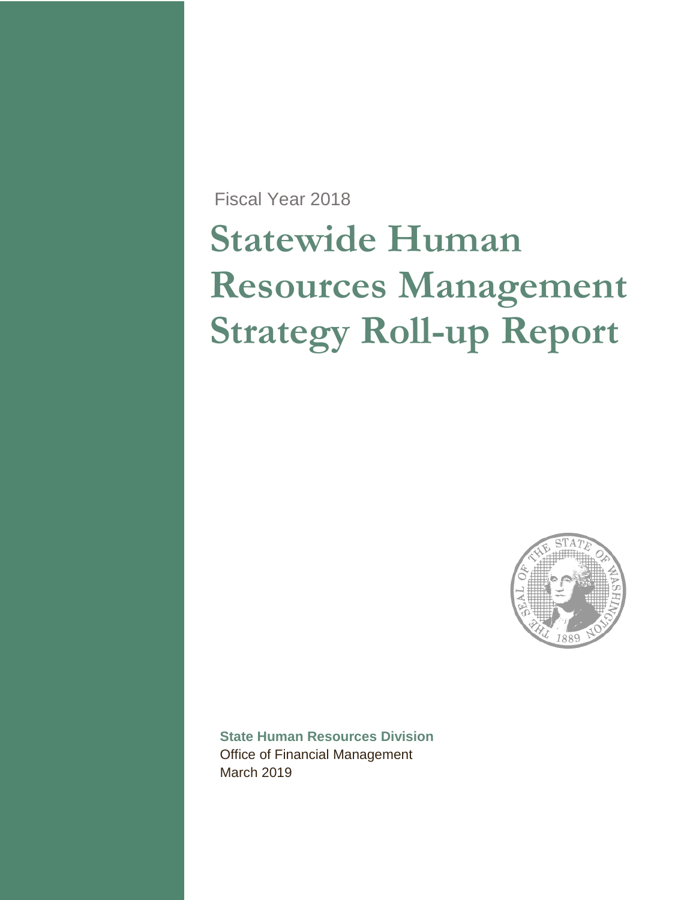Fiscal Year 2018

# Statewide Human Resources Management Strategy Roll-up Report

**State Human Resources Division**
Office of Financial Management
March 2019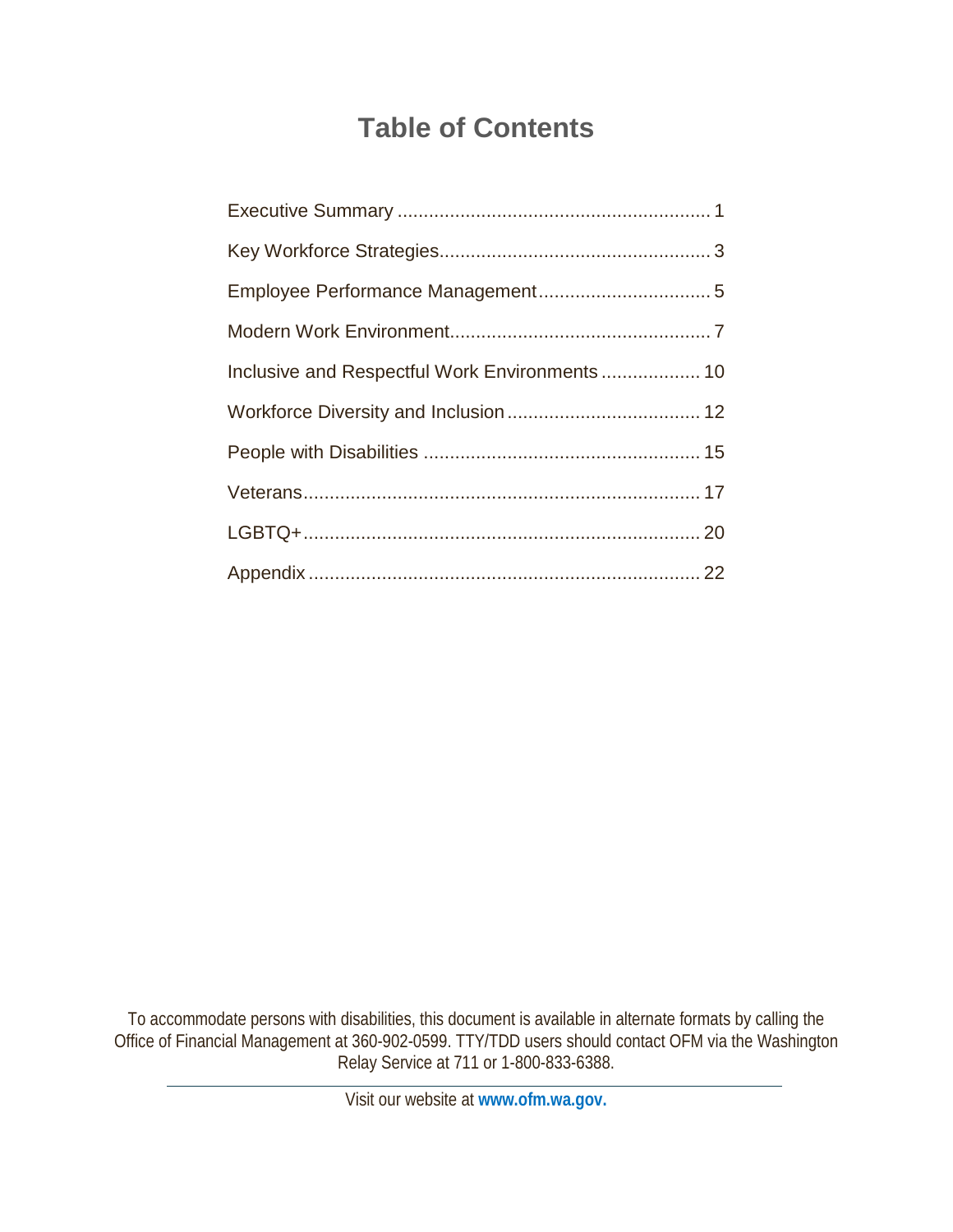# Table of Contents

| Section | Page |
| --- | --- |
| Executive Summary | 1 |
| Key Workforce Strategies | 3 |
| Employee Performance Management | 5 |
| Modern Work Environment | 7 |
| Inclusive and Respectful Work Environments | 10 |
| Workforce Diversity and Inclusion | 12 |
| People with Disabilities | 15 |
| Veterans | 17 |
| LGBTQ+ | 20 |
| Appendix | 22 |

To accommodate persons with disabilities, this document is available in alternate formats by calling the Office of Financial Management at 360-902-0599. TTY/TDD users should contact OFM via the Washington Relay Service at 711 or 1-800-833-6388.

---

Visit our website at **www.ofm.wa.gov.**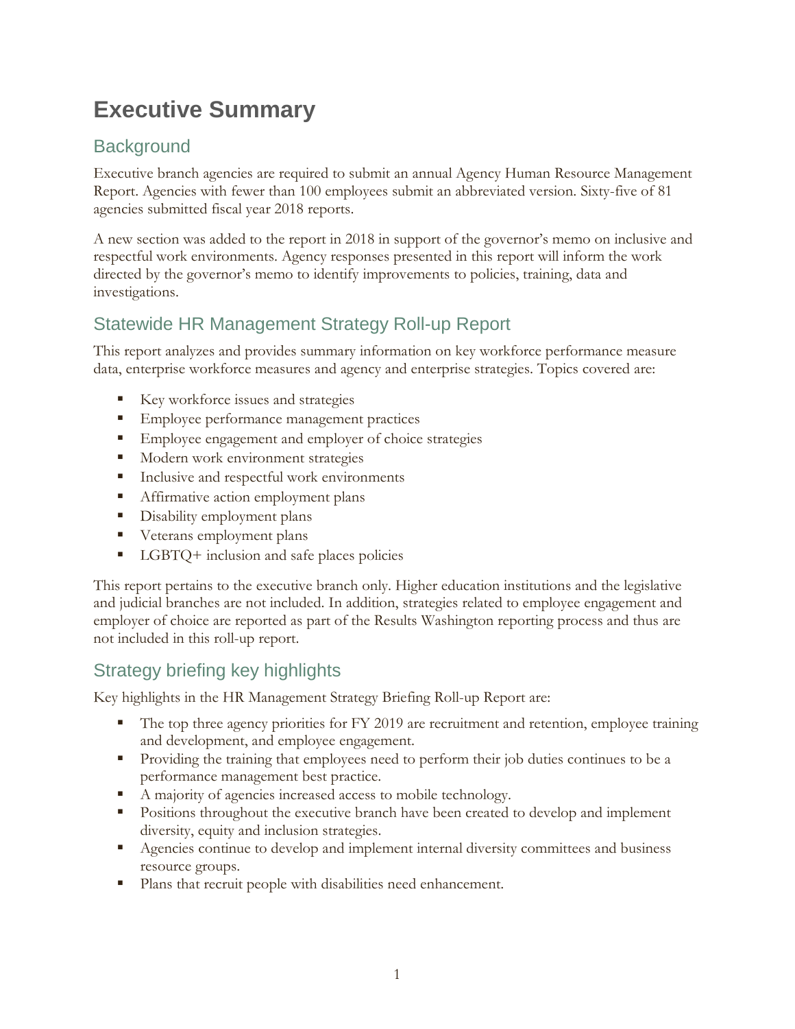# Executive Summary

## Background

Executive branch agencies are required to submit an annual Agency Human Resource Management Report. Agencies with fewer than 100 employees submit an abbreviated version. Sixty-five of 81 agencies submitted fiscal year 2018 reports.

A new section was added to the report in 2018 in support of the governor's memo on inclusive and respectful work environments. Agency responses presented in this report will inform the work directed by the governor's memo to identify improvements to policies, training, data and investigations.

## Statewide HR Management Strategy Roll-up Report

This report analyzes and provides summary information on key workforce performance measure data, enterprise workforce measures and agency and enterprise strategies. Topics covered are:

- Key workforce issues and strategies
- Employee performance management practices
- Employee engagement and employer of choice strategies
- Modern work environment strategies
- Inclusive and respectful work environments
- Affirmative action employment plans
- Disability employment plans
- Veterans employment plans
- LGBTQ+ inclusion and safe places policies

This report pertains to the executive branch only. Higher education institutions and the legislative and judicial branches are not included. In addition, strategies related to employee engagement and employer of choice are reported as part of the Results Washington reporting process and thus are not included in this roll-up report.

## Strategy briefing key highlights

Key highlights in the HR Management Strategy Briefing Roll-up Report are:

- The top three agency priorities for FY 2019 are recruitment and retention, employee training and development, and employee engagement.
- Providing the training that employees need to perform their job duties continues to be a performance management best practice.
- A majority of agencies increased access to mobile technology.
- Positions throughout the executive branch have been created to develop and implement diversity, equity and inclusion strategies.
- Agencies continue to develop and implement internal diversity committees and business resource groups.
- Plans that recruit people with disabilities need enhancement.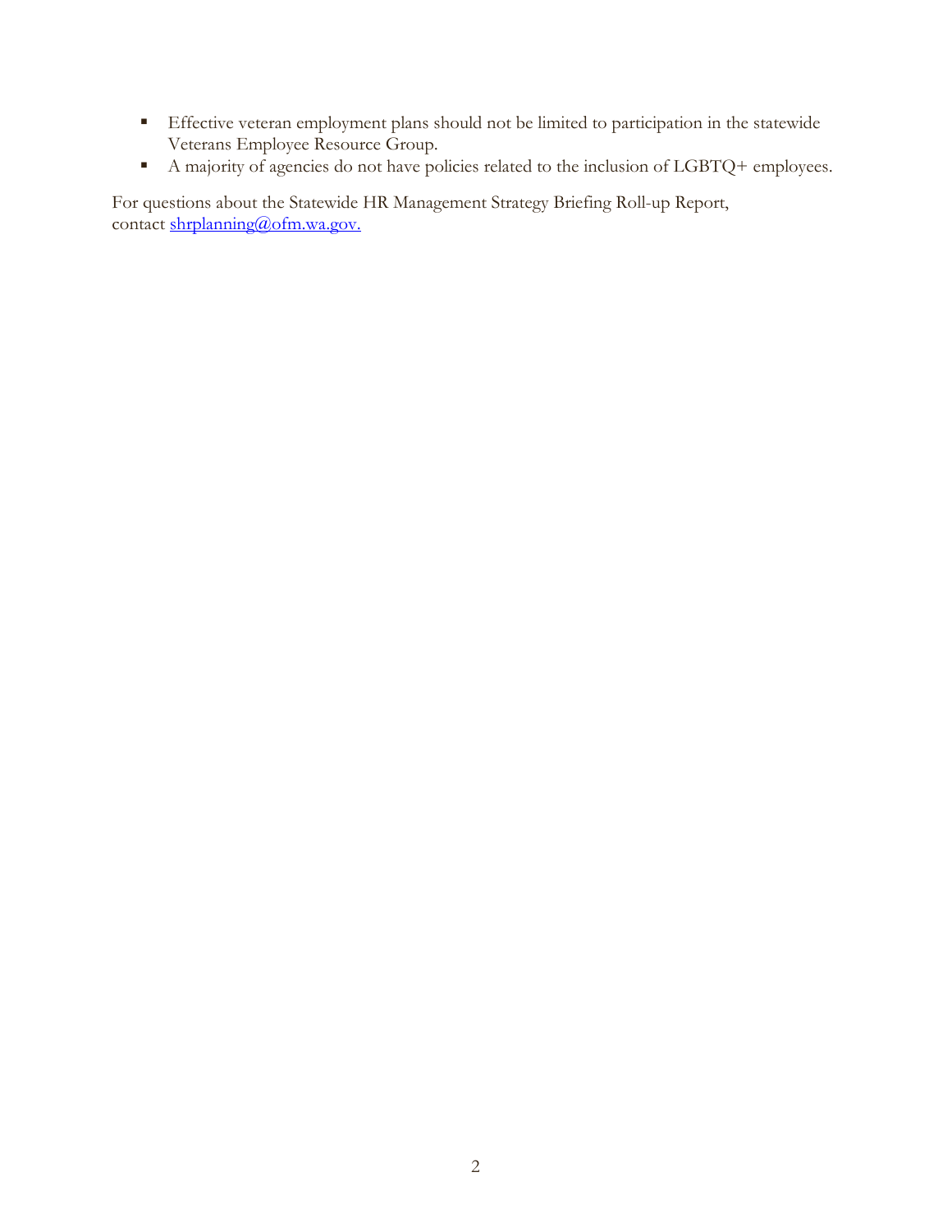- Effective veteran employment plans should not be limited to participation in the statewide Veterans Employee Resource Group.
- A majority of agencies do not have policies related to the inclusion of LGBTQ+ employees.

For questions about the Statewide HR Management Strategy Briefing Roll-up Report, contact shrplanning@ofm.wa.gov.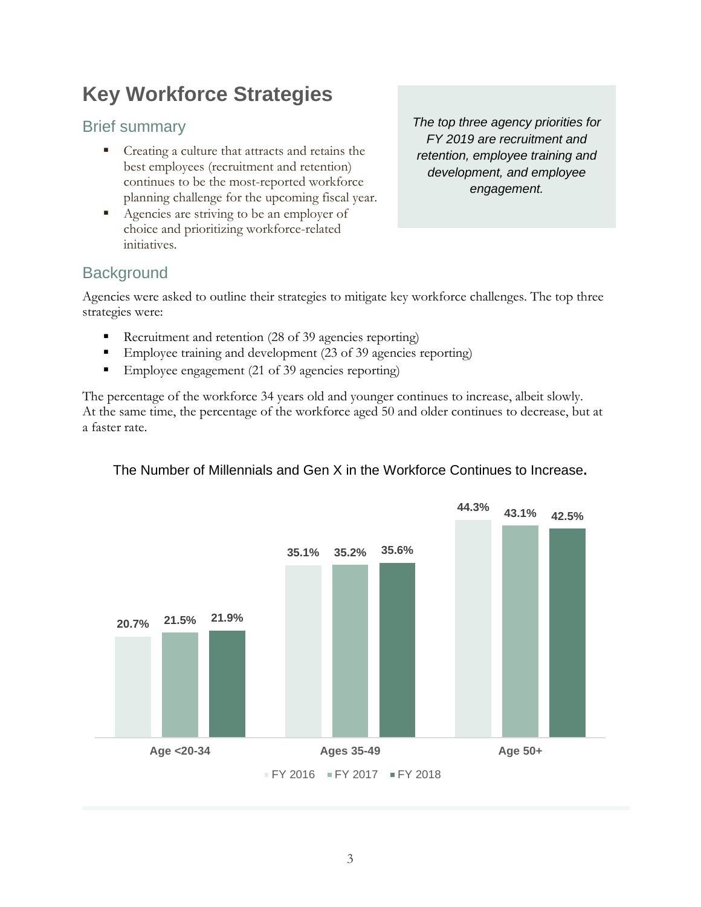# Key Workforce Strategies

## Brief summary

- Creating a culture that attracts and retains the best employees (recruitment and retention) continues to be the most-reported workforce planning challenge for the upcoming fiscal year.
- Agencies are striving to be an employer of choice and prioritizing workforce-related initiatives.

*The top three agency priorities for FY 2019 are recruitment and retention, employee training and development, and employee engagement.*

## Background

Agencies were asked to outline their strategies to mitigate key workforce challenges. The top three strategies were:

- Recruitment and retention (28 of 39 agencies reporting)
- Employee training and development (23 of 39 agencies reporting)
- Employee engagement (21 of 39 agencies reporting)

The percentage of the workforce 34 years old and younger continues to increase, albeit slowly. At the same time, the percentage of the workforce aged 50 and older continues to decrease, but at a faster rate.

The Number of Millennials and Gen X in the Workforce Continues to Increase.

| | FY 2016 | FY 2017 | FY 2018 |
|---|---|---|---|
| Age <20-34 | 20.7% | 21.5% | 21.9% |
| Ages 35-49 | 35.1% | 35.2% | 35.6% |
| Age 50+ | 44.3% | 43.1% | 42.5% |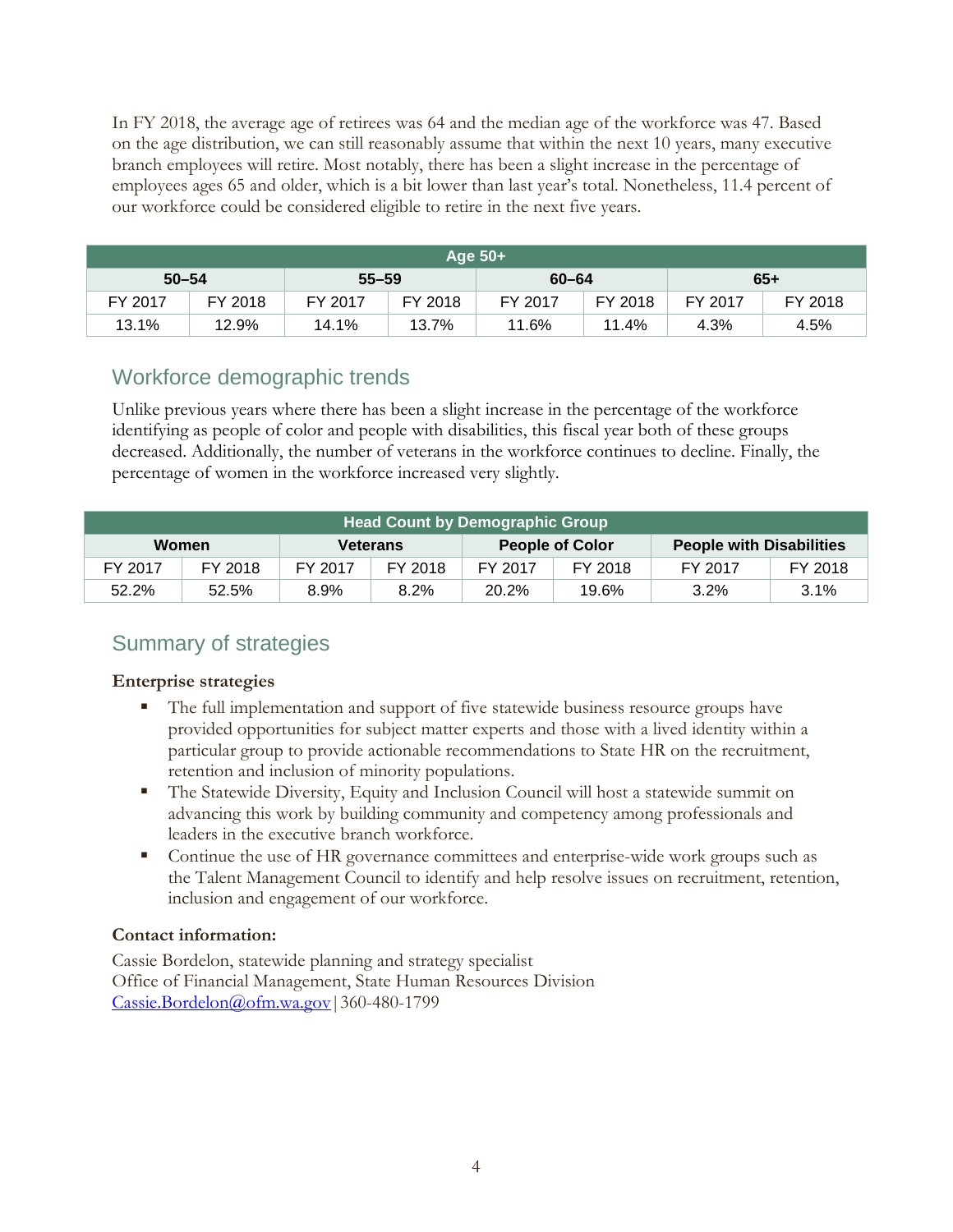In FY 2018, the average age of retirees was 64 and the median age of the workforce was 47. Based on the age distribution, we can still reasonably assume that within the next 10 years, many executive branch employees will retire. Most notably, there has been a slight increase in the percentage of employees ages 65 and older, which is a bit lower than last year's total. Nonetheless, 11.4 percent of our workforce could be considered eligible to retire in the next five years.

| Age 50+ | | | | | | | |
|---|---|---|---|---|---|---|---|
| 50–54 | | 55–59 | | 60–64 | | 65+ | |
| FY 2017 | FY 2018 | FY 2017 | FY 2018 | FY 2017 | FY 2018 | FY 2017 | FY 2018 |
| 13.1% | 12.9% | 14.1% | 13.7% | 11.6% | 11.4% | 4.3% | 4.5% |

## Workforce demographic trends

Unlike previous years where there has been a slight increase in the percentage of the workforce identifying as people of color and people with disabilities, this fiscal year both of these groups decreased. Additionally, the number of veterans in the workforce continues to decline. Finally, the percentage of women in the workforce increased very slightly.

| Head Count by Demographic Group | | | | | | | |
|---|---|---|---|---|---|---|---|
| Women | | Veterans | | People of Color | | People with Disabilities | |
| FY 2017 | FY 2018 | FY 2017 | FY 2018 | FY 2017 | FY 2018 | FY 2017 | FY 2018 |
| 52.2% | 52.5% | 8.9% | 8.2% | 20.2% | 19.6% | 3.2% | 3.1% |

## Summary of strategies

**Enterprise strategies**

- The full implementation and support of five statewide business resource groups have provided opportunities for subject matter experts and those with a lived identity within a particular group to provide actionable recommendations to State HR on the recruitment, retention and inclusion of minority populations.
- The Statewide Diversity, Equity and Inclusion Council will host a statewide summit on advancing this work by building community and competency among professionals and leaders in the executive branch workforce.
- Continue the use of HR governance committees and enterprise-wide work groups such as the Talent Management Council to identify and help resolve issues on recruitment, retention, inclusion and engagement of our workforce.

**Contact information:**

Cassie Bordelon, statewide planning and strategy specialist
Office of Financial Management, State Human Resources Division
Cassie.Bordelon@ofm.wa.gov | 360-480-1799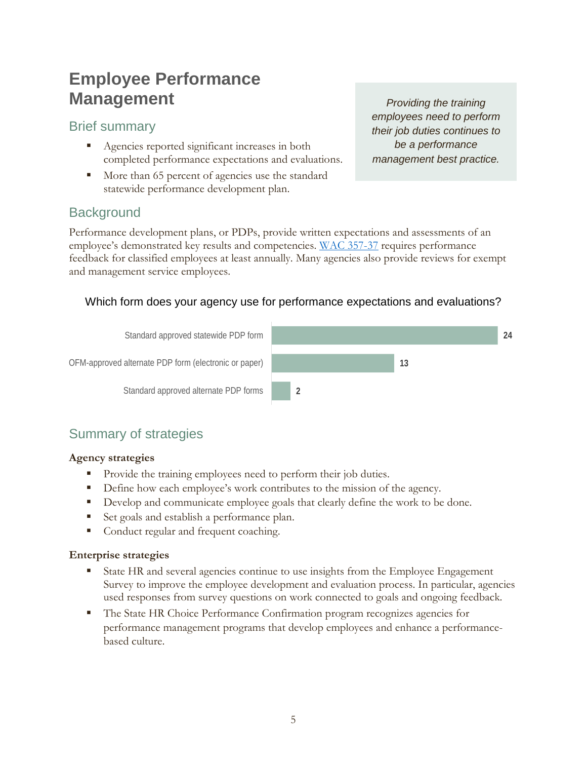# Employee Performance Management

## Brief summary

- Agencies reported significant increases in both completed performance expectations and evaluations.
- More than 65 percent of agencies use the standard statewide performance development plan.

*Providing the training employees need to perform their job duties continues to be a performance management best practice.*

## Background

Performance development plans, or PDPs, provide written expectations and assessments of an employee's demonstrated key results and competencies. WAC 357-37 requires performance feedback for classified employees at least annually. Many agencies also provide reviews for exempt and management service employees.

Which form does your agency use for performance expectations and evaluations?

| Form | Number of agencies |
| --- | --- |
| Standard approved statewide PDP form | 24 |
| OFM-approved alternate PDP form (electronic or paper) | 13 |
| Standard approved alternate PDP forms | 2 |

## Summary of strategies

### Agency strategies

- Provide the training employees need to perform their job duties.
- Define how each employee's work contributes to the mission of the agency.
- Develop and communicate employee goals that clearly define the work to be done.
- Set goals and establish a performance plan.
- Conduct regular and frequent coaching.

### Enterprise strategies

- State HR and several agencies continue to use insights from the Employee Engagement Survey to improve the employee development and evaluation process. In particular, agencies used responses from survey questions on work connected to goals and ongoing feedback.
- The State HR Choice Performance Confirmation program recognizes agencies for performance management programs that develop employees and enhance a performance-based culture.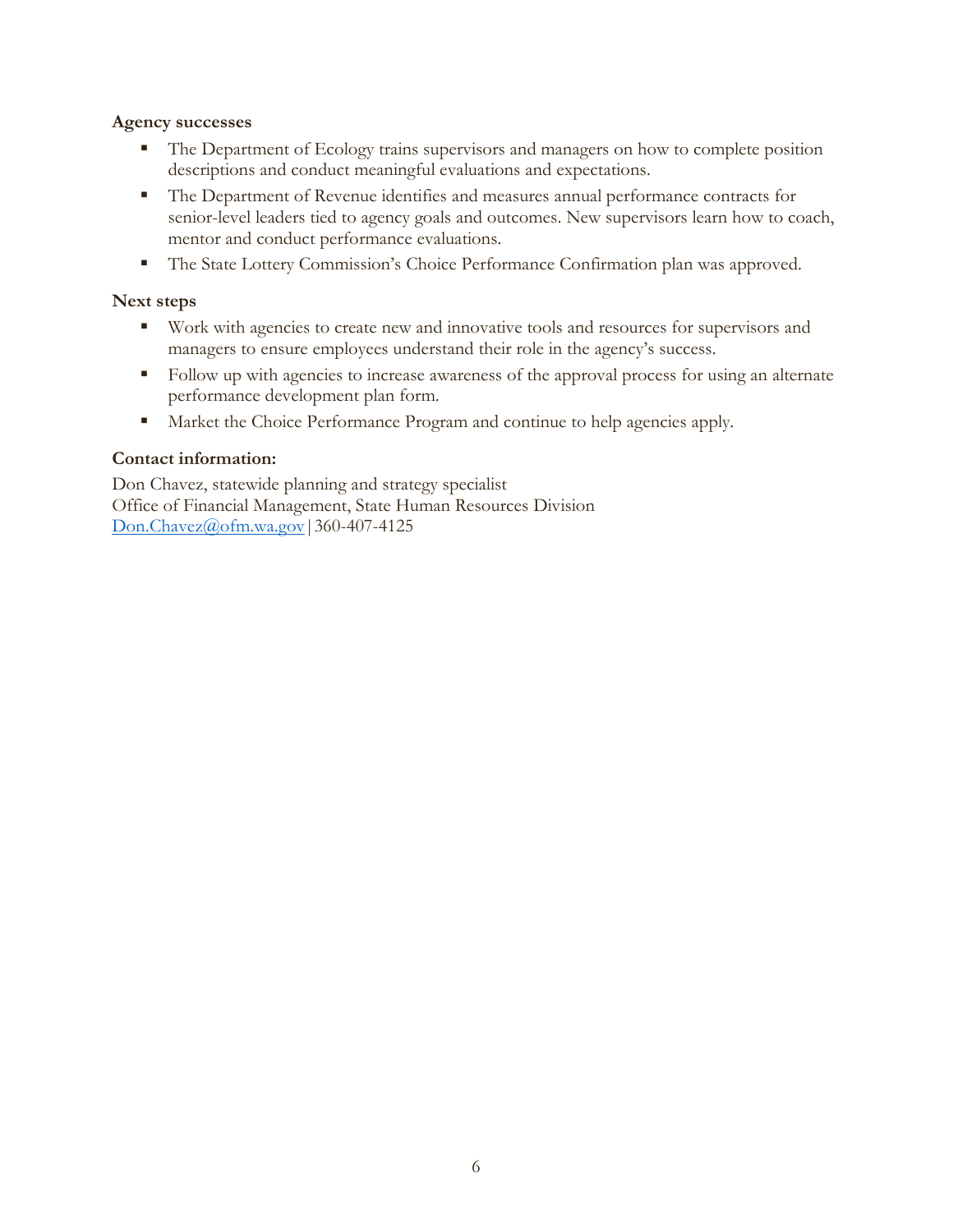**Agency successes**

- The Department of Ecology trains supervisors and managers on how to complete position descriptions and conduct meaningful evaluations and expectations.
- The Department of Revenue identifies and measures annual performance contracts for senior-level leaders tied to agency goals and outcomes. New supervisors learn how to coach, mentor and conduct performance evaluations.
- The State Lottery Commission's Choice Performance Confirmation plan was approved.

**Next steps**

- Work with agencies to create new and innovative tools and resources for supervisors and managers to ensure employees understand their role in the agency's success.
- Follow up with agencies to increase awareness of the approval process for using an alternate performance development plan form.
- Market the Choice Performance Program and continue to help agencies apply.

**Contact information:**

Don Chavez, statewide planning and strategy specialist
Office of Financial Management, State Human Resources Division
[Don.Chavez@ofm.wa.gov](mailto:Don.Chavez@ofm.wa.gov) | 360-407-4125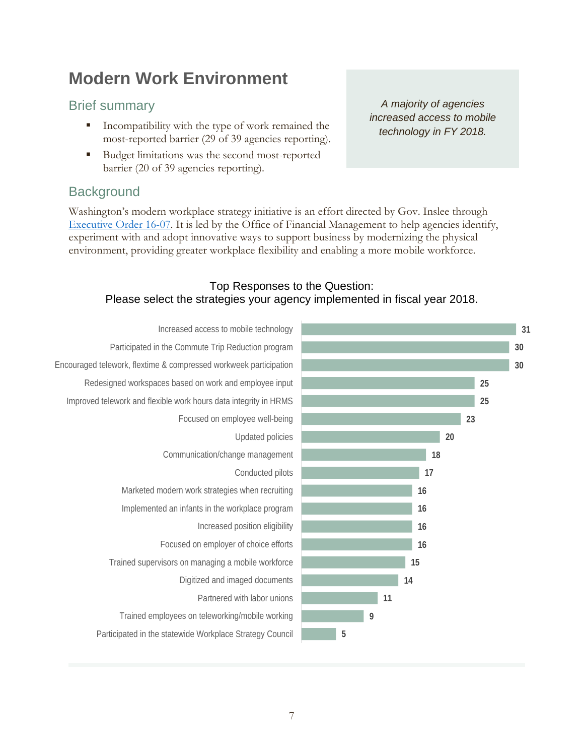# Modern Work Environment

## Brief summary

- Incompatibility with the type of work remained the most-reported barrier (29 of 39 agencies reporting).
- Budget limitations was the second most-reported barrier (20 of 39 agencies reporting).

*A majority of agencies increased access to mobile technology in FY 2018.*

## Background

Washington's modern workplace strategy initiative is an effort directed by Gov. Inslee through [Executive Order 16-07](). It is led by the Office of Financial Management to help agencies identify, experiment with and adopt innovative ways to support business by modernizing the physical environment, providing greater workplace flexibility and enabling a more mobile workforce.

Top Responses to the Question:
Please select the strategies your agency implemented in fiscal year 2018.

| Strategy | Agencies |
| --- | --- |
| Increased access to mobile technology | 31 |
| Participated in the Commute Trip Reduction program | 30 |
| Encouraged telework, flextime & compressed workweek participation | 30 |
| Redesigned workspaces based on work and employee input | 25 |
| Improved telework and flexible work hours data integrity in HRMS | 25 |
| Focused on employee well-being | 23 |
| Updated policies | 20 |
| Communication/change management | 18 |
| Conducted pilots | 17 |
| Marketed modern work strategies when recruiting | 16 |
| Implemented an infants in the workplace program | 16 |
| Increased position eligibility | 16 |
| Focused on employer of choice efforts | 16 |
| Trained supervisors on managing a mobile workforce | 15 |
| Digitized and imaged documents | 14 |
| Partnered with labor unions | 11 |
| Trained employees on teleworking/mobile working | 9 |
| Participated in the statewide Workplace Strategy Council | 5 |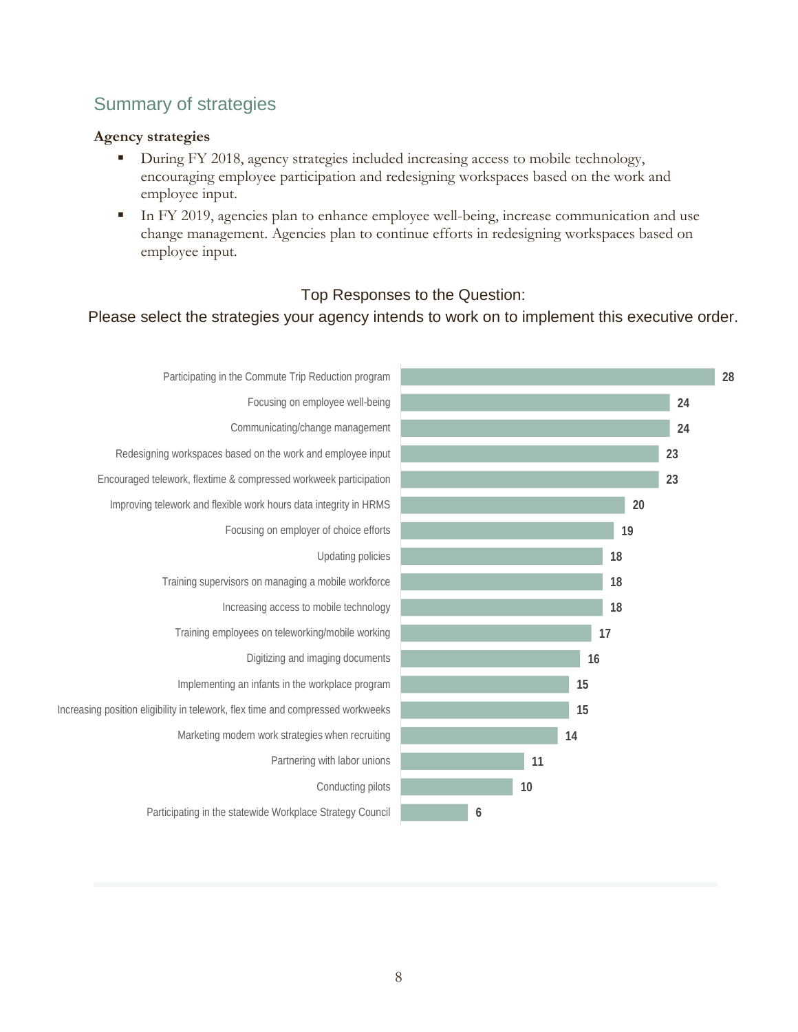## Summary of strategies

**Agency strategies**

- During FY 2018, agency strategies included increasing access to mobile technology, encouraging employee participation and redesigning workspaces based on the work and employee input.
- In FY 2019, agencies plan to enhance employee well-being, increase communication and use change management. Agencies plan to continue efforts in redesigning workspaces based on employee input.

Top Responses to the Question:

Please select the strategies your agency intends to work on to implement this executive order.

| Strategy | Responses |
|---|---|
| Participating in the Commute Trip Reduction program | 28 |
| Focusing on employee well-being | 24 |
| Communicating/change management | 24 |
| Redesigning workspaces based on the work and employee input | 23 |
| Encouraged telework, flextime & compressed workweek participation | 23 |
| Improving telework and flexible work hours data integrity in HRMS | 20 |
| Focusing on employer of choice efforts | 19 |
| Updating policies | 18 |
| Training supervisors on managing a mobile workforce | 18 |
| Increasing access to mobile technology | 18 |
| Training employees on teleworking/mobile working | 17 |
| Digitizing and imaging documents | 16 |
| Implementing an infants in the workplace program | 15 |
| Increasing position eligibility in telework, flex time and compressed workweeks | 15 |
| Marketing modern work strategies when recruiting | 14 |
| Partnering with labor unions | 11 |
| Conducting pilots | 10 |
| Participating in the statewide Workplace Strategy Council | 6 |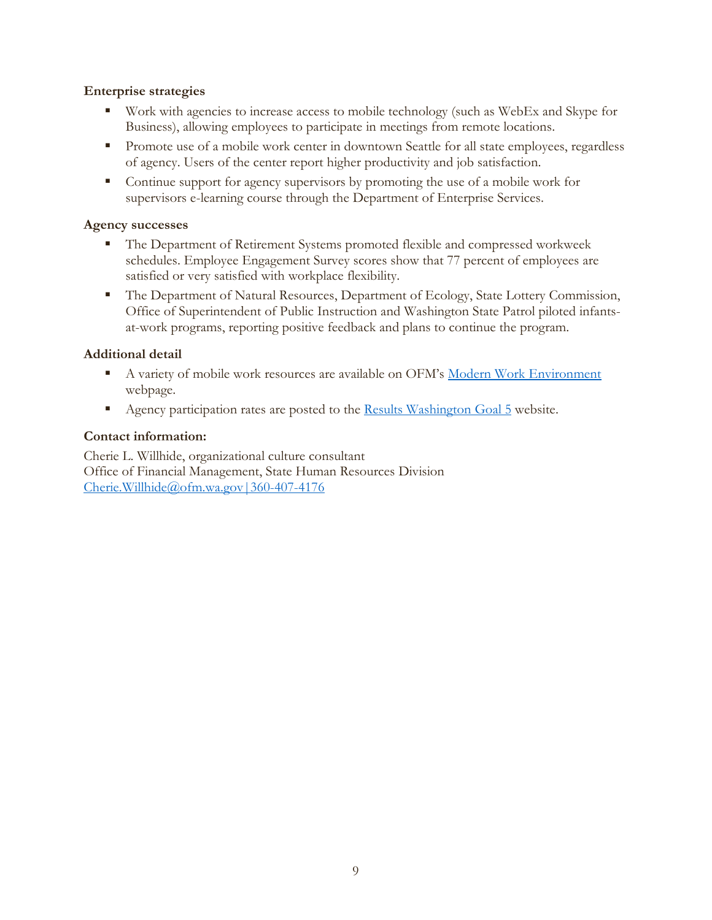**Enterprise strategies**

- Work with agencies to increase access to mobile technology (such as WebEx and Skype for Business), allowing employees to participate in meetings from remote locations.
- Promote use of a mobile work center in downtown Seattle for all state employees, regardless of agency. Users of the center report higher productivity and job satisfaction.
- Continue support for agency supervisors by promoting the use of a mobile work for supervisors e-learning course through the Department of Enterprise Services.

**Agency successes**

- The Department of Retirement Systems promoted flexible and compressed workweek schedules. Employee Engagement Survey scores show that 77 percent of employees are satisfied or very satisfied with workplace flexibility.
- The Department of Natural Resources, Department of Ecology, State Lottery Commission, Office of Superintendent of Public Instruction and Washington State Patrol piloted infants-at-work programs, reporting positive feedback and plans to continue the program.

**Additional detail**

- A variety of mobile work resources are available on OFM's [Modern Work Environment]() webpage.
- Agency participation rates are posted to the [Results Washington Goal 5]() website.

**Contact information:**

Cherie L. Willhide, organizational culture consultant
Office of Financial Management, State Human Resources Division
[Cherie.Willhide@ofm.wa.gov | 360-407-4176]()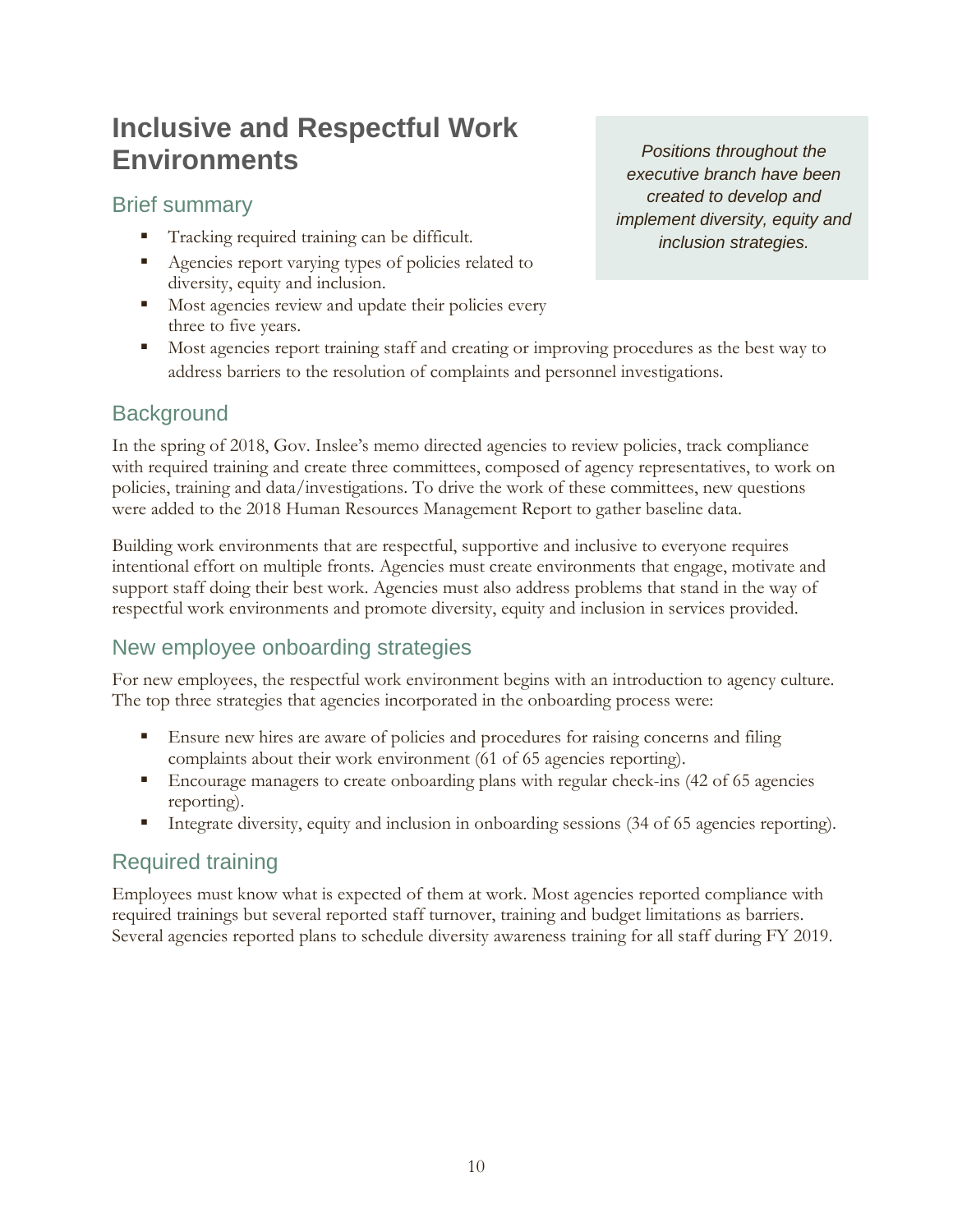# Inclusive and Respectful Work Environments

*Positions throughout the executive branch have been created to develop and implement diversity, equity and inclusion strategies.*

## Brief summary

- Tracking required training can be difficult.
- Agencies report varying types of policies related to diversity, equity and inclusion.
- Most agencies review and update their policies every three to five years.
- Most agencies report training staff and creating or improving procedures as the best way to address barriers to the resolution of complaints and personnel investigations.

## Background

In the spring of 2018, Gov. Inslee's memo directed agencies to review policies, track compliance with required training and create three committees, composed of agency representatives, to work on policies, training and data/investigations. To drive the work of these committees, new questions were added to the 2018 Human Resources Management Report to gather baseline data.

Building work environments that are respectful, supportive and inclusive to everyone requires intentional effort on multiple fronts. Agencies must create environments that engage, motivate and support staff doing their best work. Agencies must also address problems that stand in the way of respectful work environments and promote diversity, equity and inclusion in services provided.

## New employee onboarding strategies

For new employees, the respectful work environment begins with an introduction to agency culture. The top three strategies that agencies incorporated in the onboarding process were:

- Ensure new hires are aware of policies and procedures for raising concerns and filing complaints about their work environment (61 of 65 agencies reporting).
- Encourage managers to create onboarding plans with regular check-ins (42 of 65 agencies reporting).
- Integrate diversity, equity and inclusion in onboarding sessions (34 of 65 agencies reporting).

## Required training

Employees must know what is expected of them at work. Most agencies reported compliance with required trainings but several reported staff turnover, training and budget limitations as barriers. Several agencies reported plans to schedule diversity awareness training for all staff during FY 2019.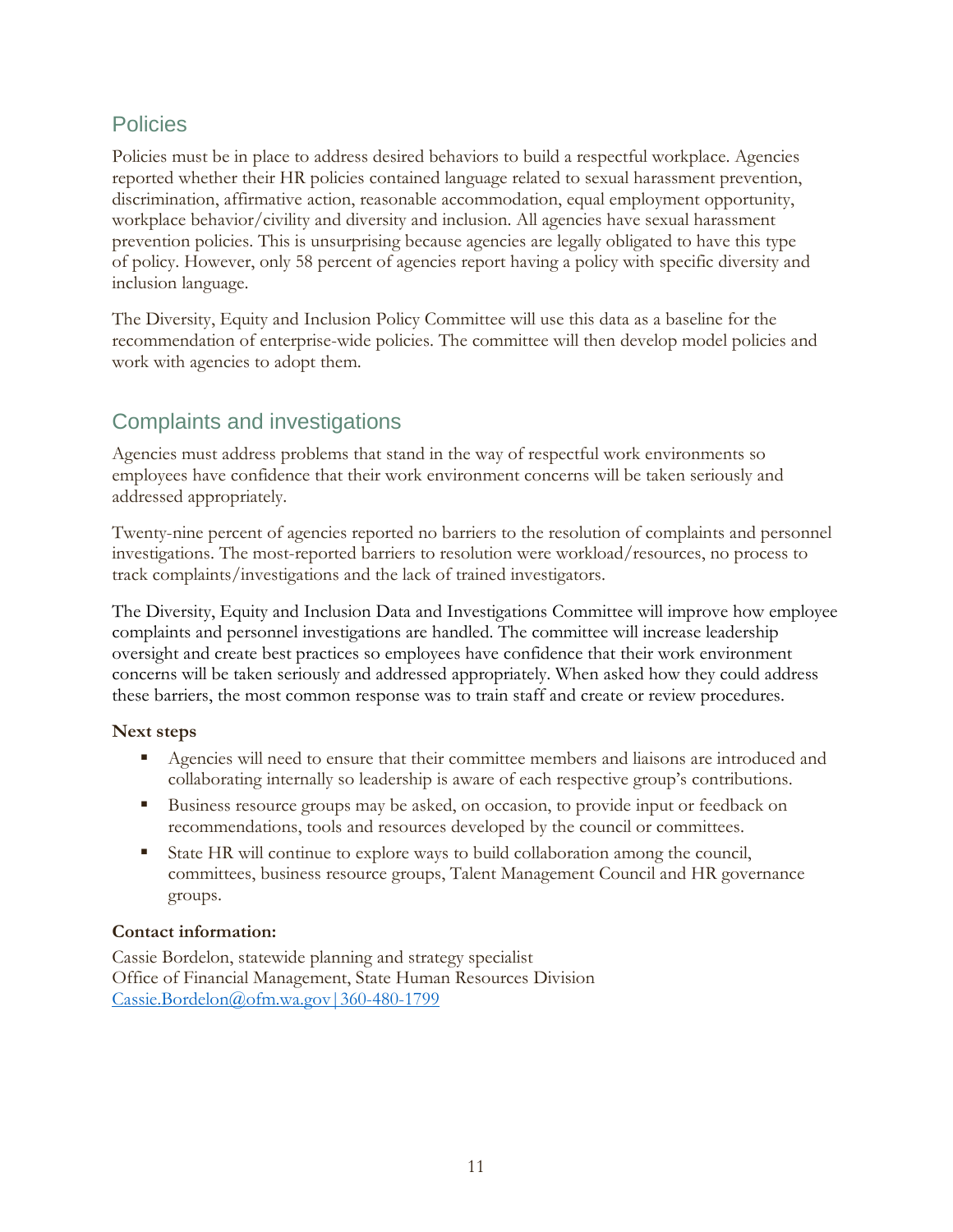## Policies

Policies must be in place to address desired behaviors to build a respectful workplace. Agencies reported whether their HR policies contained language related to sexual harassment prevention, discrimination, affirmative action, reasonable accommodation, equal employment opportunity, workplace behavior/civility and diversity and inclusion. All agencies have sexual harassment prevention policies. This is unsurprising because agencies are legally obligated to have this type of policy. However, only 58 percent of agencies report having a policy with specific diversity and inclusion language.

The Diversity, Equity and Inclusion Policy Committee will use this data as a baseline for the recommendation of enterprise-wide policies. The committee will then develop model policies and work with agencies to adopt them.

## Complaints and investigations

Agencies must address problems that stand in the way of respectful work environments so employees have confidence that their work environment concerns will be taken seriously and addressed appropriately.

Twenty-nine percent of agencies reported no barriers to the resolution of complaints and personnel investigations. The most-reported barriers to resolution were workload/resources, no process to track complaints/investigations and the lack of trained investigators.

The Diversity, Equity and Inclusion Data and Investigations Committee will improve how employee complaints and personnel investigations are handled. The committee will increase leadership oversight and create best practices so employees have confidence that their work environment concerns will be taken seriously and addressed appropriately. When asked how they could address these barriers, the most common response was to train staff and create or review procedures.

**Next steps**

- Agencies will need to ensure that their committee members and liaisons are introduced and collaborating internally so leadership is aware of each respective group's contributions.
- Business resource groups may be asked, on occasion, to provide input or feedback on recommendations, tools and resources developed by the council or committees.
- State HR will continue to explore ways to build collaboration among the council, committees, business resource groups, Talent Management Council and HR governance groups.

**Contact information:**

Cassie Bordelon, statewide planning and strategy specialist
Office of Financial Management, State Human Resources Division
Cassie.Bordelon@ofm.wa.gov | 360-480-1799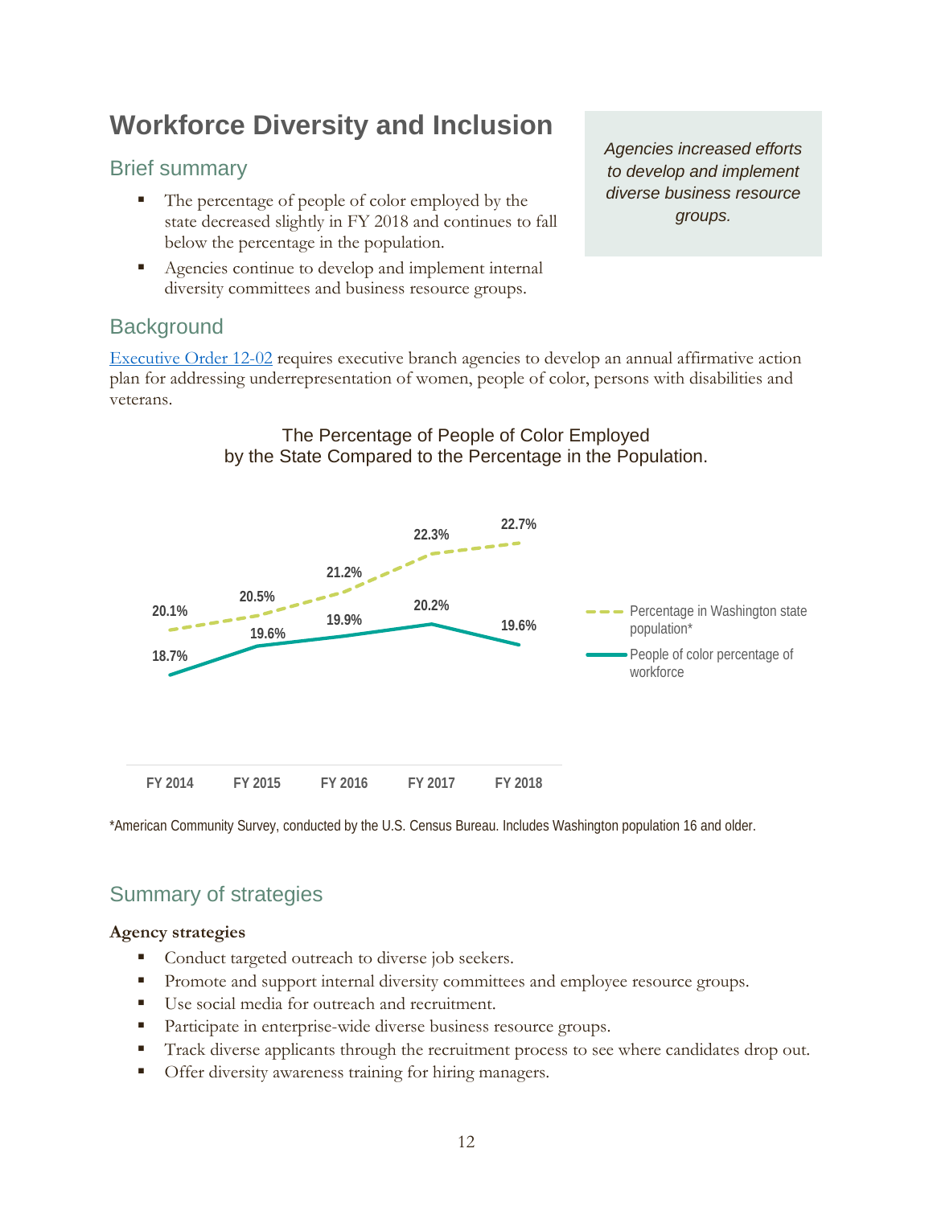# Workforce Diversity and Inclusion

## Brief summary

- The percentage of people of color employed by the state decreased slightly in FY 2018 and continues to fall below the percentage in the population.
- Agencies continue to develop and implement internal diversity committees and business resource groups.

*Agencies increased efforts to develop and implement diverse business resource groups.*

## Background

Executive Order 12-02 requires executive branch agencies to develop an annual affirmative action plan for addressing underrepresentation of women, people of color, persons with disabilities and veterans.

The Percentage of People of Color Employed by the State Compared to the Percentage in the Population.

| | FY 2014 | FY 2015 | FY 2016 | FY 2017 | FY 2018 |
|---|---|---|---|---|---|
| Percentage in Washington state population* | 20.1% | 20.5% | 21.2% | 22.3% | 22.7% |
| People of color percentage of workforce | 18.7% | 19.6% | 19.9% | 20.2% | 19.6% |

*American Community Survey, conducted by the U.S. Census Bureau. Includes Washington population 16 and older.

## Summary of strategies

**Agency strategies**

- Conduct targeted outreach to diverse job seekers.
- Promote and support internal diversity committees and employee resource groups.
- Use social media for outreach and recruitment.
- Participate in enterprise-wide diverse business resource groups.
- Track diverse applicants through the recruitment process to see where candidates drop out.
- Offer diversity awareness training for hiring managers.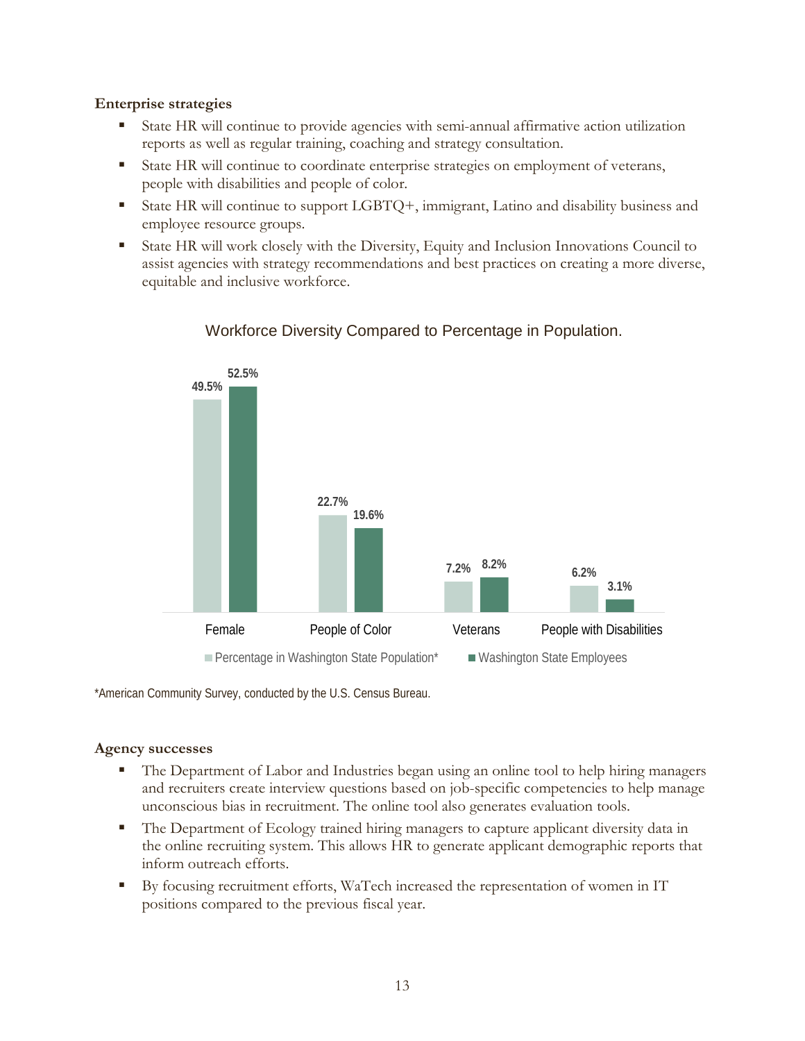**Enterprise strategies**

- State HR will continue to provide agencies with semi-annual affirmative action utilization reports as well as regular training, coaching and strategy consultation.
- State HR will continue to coordinate enterprise strategies on employment of veterans, people with disabilities and people of color.
- State HR will continue to support LGBTQ+, immigrant, Latino and disability business and employee resource groups.
- State HR will work closely with the Diversity, Equity and Inclusion Innovations Council to assist agencies with strategy recommendations and best practices on creating a more diverse, equitable and inclusive workforce.

Workforce Diversity Compared to Percentage in Population.

| | Percentage in Washington State Population* | Washington State Employees |
|---|---|---|
| Female | 49.5% | 52.5% |
| People of Color | 22.7% | 19.6% |
| Veterans | 7.2% | 8.2% |
| People with Disabilities | 6.2% | 3.1% |

*American Community Survey, conducted by the U.S. Census Bureau.

**Agency successes**

- The Department of Labor and Industries began using an online tool to help hiring managers and recruiters create interview questions based on job-specific competencies to help manage unconscious bias in recruitment. The online tool also generates evaluation tools.
- The Department of Ecology trained hiring managers to capture applicant diversity data in the online recruiting system. This allows HR to generate applicant demographic reports that inform outreach efforts.
- By focusing recruitment efforts, WaTech increased the representation of women in IT positions compared to the previous fiscal year.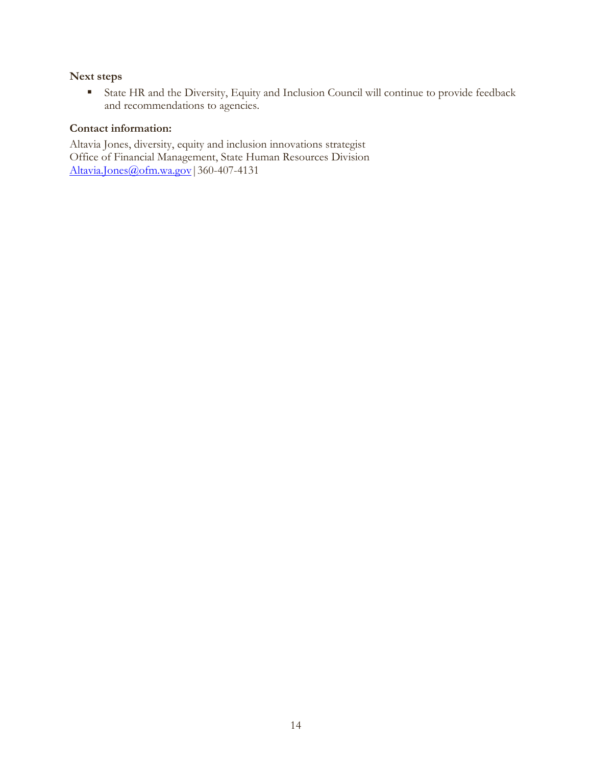**Next steps**

- State HR and the Diversity, Equity and Inclusion Council will continue to provide feedback and recommendations to agencies.

**Contact information:**

Altavia Jones, diversity, equity and inclusion innovations strategist
Office of Financial Management, State Human Resources Division
Altavia.Jones@ofm.wa.gov | 360-407-4131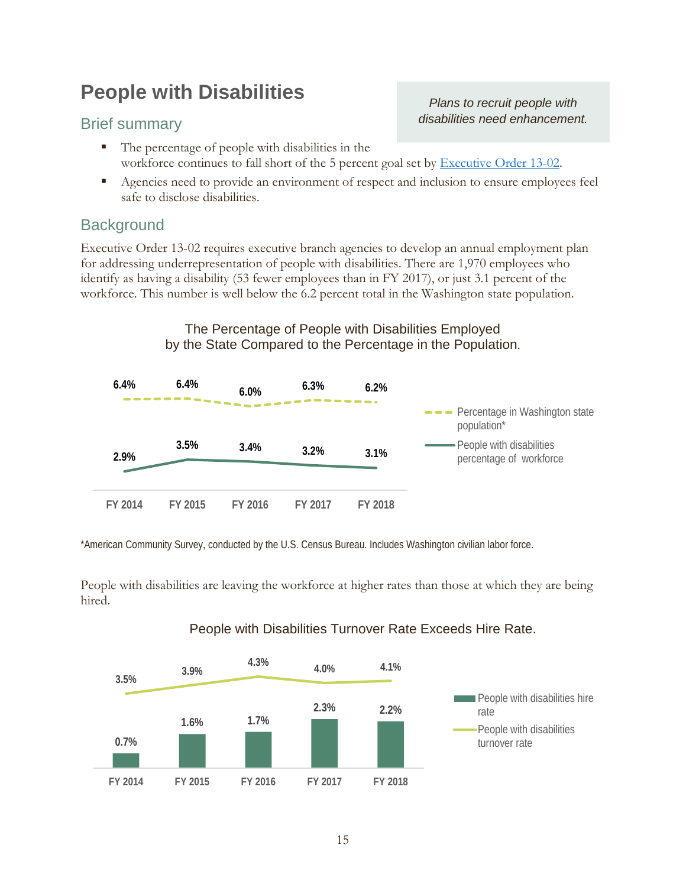# People with Disabilities

*Plans to recruit people with disabilities need enhancement.*

## Brief summary

- The percentage of people with disabilities in the workforce continues to fall short of the 5 percent goal set by [Executive Order 13-02](Executive Order 13-02).
- Agencies need to provide an environment of respect and inclusion to ensure employees feel safe to disclose disabilities.

## Background

Executive Order 13-02 requires executive branch agencies to develop an annual employment plan for addressing underrepresentation of people with disabilities. There are 1,970 employees who identify as having a disability (53 fewer employees than in FY 2017), or just 3.1 percent of the workforce. This number is well below the 6.2 percent total in the Washington state population.

The Percentage of People with Disabilities Employed by the State Compared to the Percentage in the Population.

| | FY 2014 | FY 2015 | FY 2016 | FY 2017 | FY 2018 |
|---|---|---|---|---|---|
| Percentage in Washington state population* | 6.4% | 6.4% | 6.0% | 6.3% | 6.2% |
| People with disabilities percentage of workforce | 2.9% | 3.5% | 3.4% | 3.2% | 3.1% |

*American Community Survey, conducted by the U.S. Census Bureau. Includes Washington civilian labor force.

People with disabilities are leaving the workforce at higher rates than those at which they are being hired.

People with Disabilities Turnover Rate Exceeds Hire Rate.

| | FY 2014 | FY 2015 | FY 2016 | FY 2017 | FY 2018 |
|---|---|---|---|---|---|
| People with disabilities hire rate | 0.7% | 1.6% | 1.7% | 2.3% | 2.2% |
| People with disabilities turnover rate | 3.5% | 3.9% | 4.3% | 4.0% | 4.1% |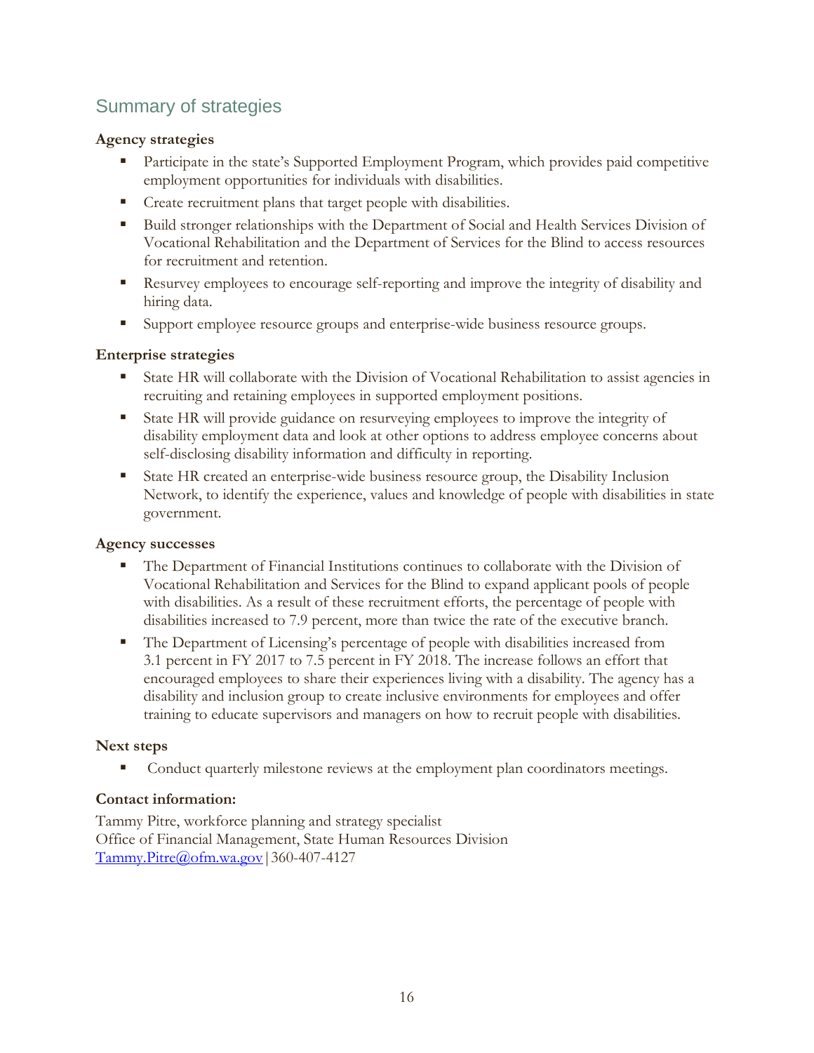## Summary of strategies

**Agency strategies**

- Participate in the state's Supported Employment Program, which provides paid competitive employment opportunities for individuals with disabilities.
- Create recruitment plans that target people with disabilities.
- Build stronger relationships with the Department of Social and Health Services Division of Vocational Rehabilitation and the Department of Services for the Blind to access resources for recruitment and retention.
- Resurvey employees to encourage self-reporting and improve the integrity of disability and hiring data.
- Support employee resource groups and enterprise-wide business resource groups.

**Enterprise strategies**

- State HR will collaborate with the Division of Vocational Rehabilitation to assist agencies in recruiting and retaining employees in supported employment positions.
- State HR will provide guidance on resurveying employees to improve the integrity of disability employment data and look at other options to address employee concerns about self-disclosing disability information and difficulty in reporting.
- State HR created an enterprise-wide business resource group, the Disability Inclusion Network, to identify the experience, values and knowledge of people with disabilities in state government.

**Agency successes**

- The Department of Financial Institutions continues to collaborate with the Division of Vocational Rehabilitation and Services for the Blind to expand applicant pools of people with disabilities. As a result of these recruitment efforts, the percentage of people with disabilities increased to 7.9 percent, more than twice the rate of the executive branch.
- The Department of Licensing's percentage of people with disabilities increased from 3.1 percent in FY 2017 to 7.5 percent in FY 2018. The increase follows an effort that encouraged employees to share their experiences living with a disability. The agency has a disability and inclusion group to create inclusive environments for employees and offer training to educate supervisors and managers on how to recruit people with disabilities.

**Next steps**

- Conduct quarterly milestone reviews at the employment plan coordinators meetings.

**Contact information:**

Tammy Pitre, workforce planning and strategy specialist
Office of Financial Management, State Human Resources Division
Tammy.Pitre@ofm.wa.gov | 360-407-4127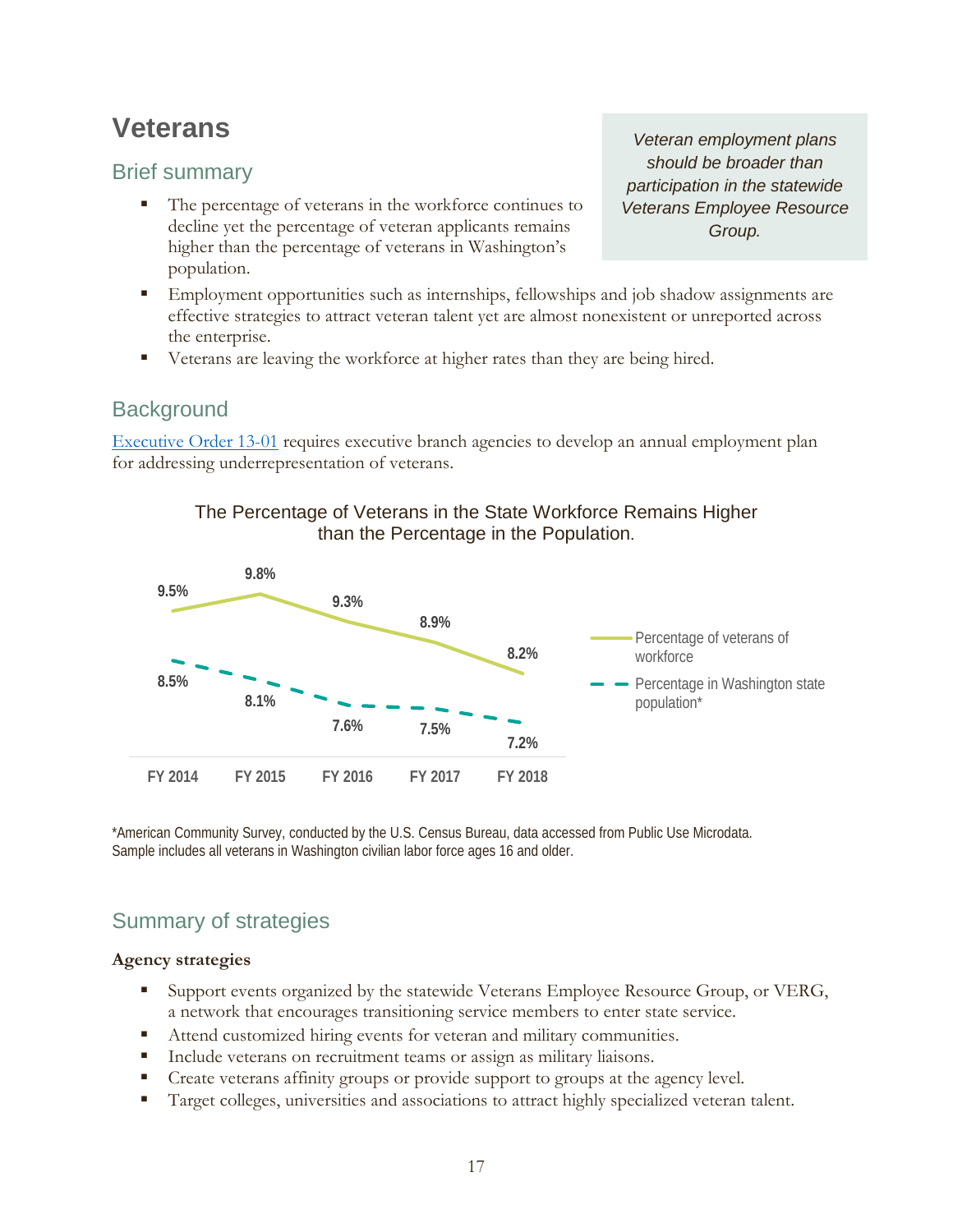# Veterans

## Brief summary

> *Veteran employment plans should be broader than participation in the statewide Veterans Employee Resource Group.*

- The percentage of veterans in the workforce continues to decline yet the percentage of veteran applicants remains higher than the percentage of veterans in Washington's population.
- Employment opportunities such as internships, fellowships and job shadow assignments are effective strategies to attract veteran talent yet are almost nonexistent or unreported across the enterprise.
- Veterans are leaving the workforce at higher rates than they are being hired.

## Background

Executive Order 13-01 requires executive branch agencies to develop an annual employment plan for addressing underrepresentation of veterans.

**The Percentage of Veterans in the State Workforce Remains Higher than the Percentage in the Population.**

| | FY 2014 | FY 2015 | FY 2016 | FY 2017 | FY 2018 |
|---|---|---|---|---|---|
| Percentage of veterans of workforce | 9.5% | 9.8% | 9.3% | 8.9% | 8.2% |
| Percentage in Washington state population* | 8.5% | 8.1% | 7.6% | 7.5% | 7.2% |

*American Community Survey, conducted by the U.S. Census Bureau, data accessed from Public Use Microdata. Sample includes all veterans in Washington civilian labor force ages 16 and older.

## Summary of strategies

**Agency strategies**

- Support events organized by the statewide Veterans Employee Resource Group, or VERG, a network that encourages transitioning service members to enter state service.
- Attend customized hiring events for veteran and military communities.
- Include veterans on recruitment teams or assign as military liaisons.
- Create veterans affinity groups or provide support to groups at the agency level.
- Target colleges, universities and associations to attract highly specialized veteran talent.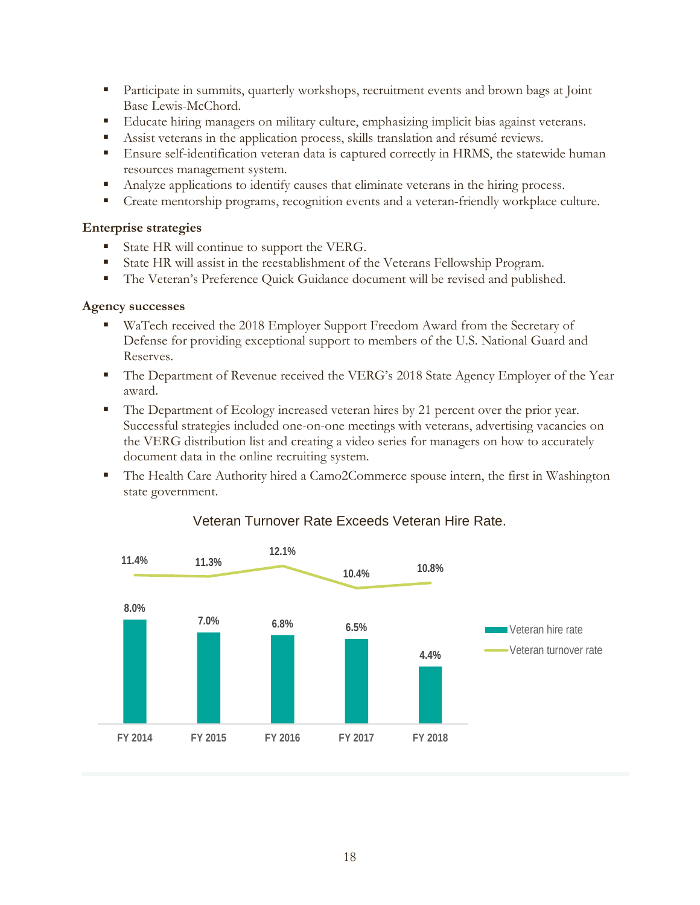- Participate in summits, quarterly workshops, recruitment events and brown bags at Joint Base Lewis-McChord.
- Educate hiring managers on military culture, emphasizing implicit bias against veterans.
- Assist veterans in the application process, skills translation and résumé reviews.
- Ensure self-identification veteran data is captured correctly in HRMS, the statewide human resources management system.
- Analyze applications to identify causes that eliminate veterans in the hiring process.
- Create mentorship programs, recognition events and a veteran-friendly workplace culture.

**Enterprise strategies**

- State HR will continue to support the VERG.
- State HR will assist in the reestablishment of the Veterans Fellowship Program.
- The Veteran's Preference Quick Guidance document will be revised and published.

**Agency successes**

- WaTech received the 2018 Employer Support Freedom Award from the Secretary of Defense for providing exceptional support to members of the U.S. National Guard and Reserves.
- The Department of Revenue received the VERG's 2018 State Agency Employer of the Year award.
- The Department of Ecology increased veteran hires by 21 percent over the prior year. Successful strategies included one-on-one meetings with veterans, advertising vacancies on the VERG distribution list and creating a video series for managers on how to accurately document data in the online recruiting system.
- The Health Care Authority hired a Camo2Commerce spouse intern, the first in Washington state government.

Veteran Turnover Rate Exceeds Veteran Hire Rate.

| | FY 2014 | FY 2015 | FY 2016 | FY 2017 | FY 2018 |
|---|---|---|---|---|---|
| Veteran hire rate | 8.0% | 7.0% | 6.8% | 6.5% | 4.4% |
| Veteran turnover rate | 11.4% | 11.3% | 12.1% | 10.4% | 10.8% |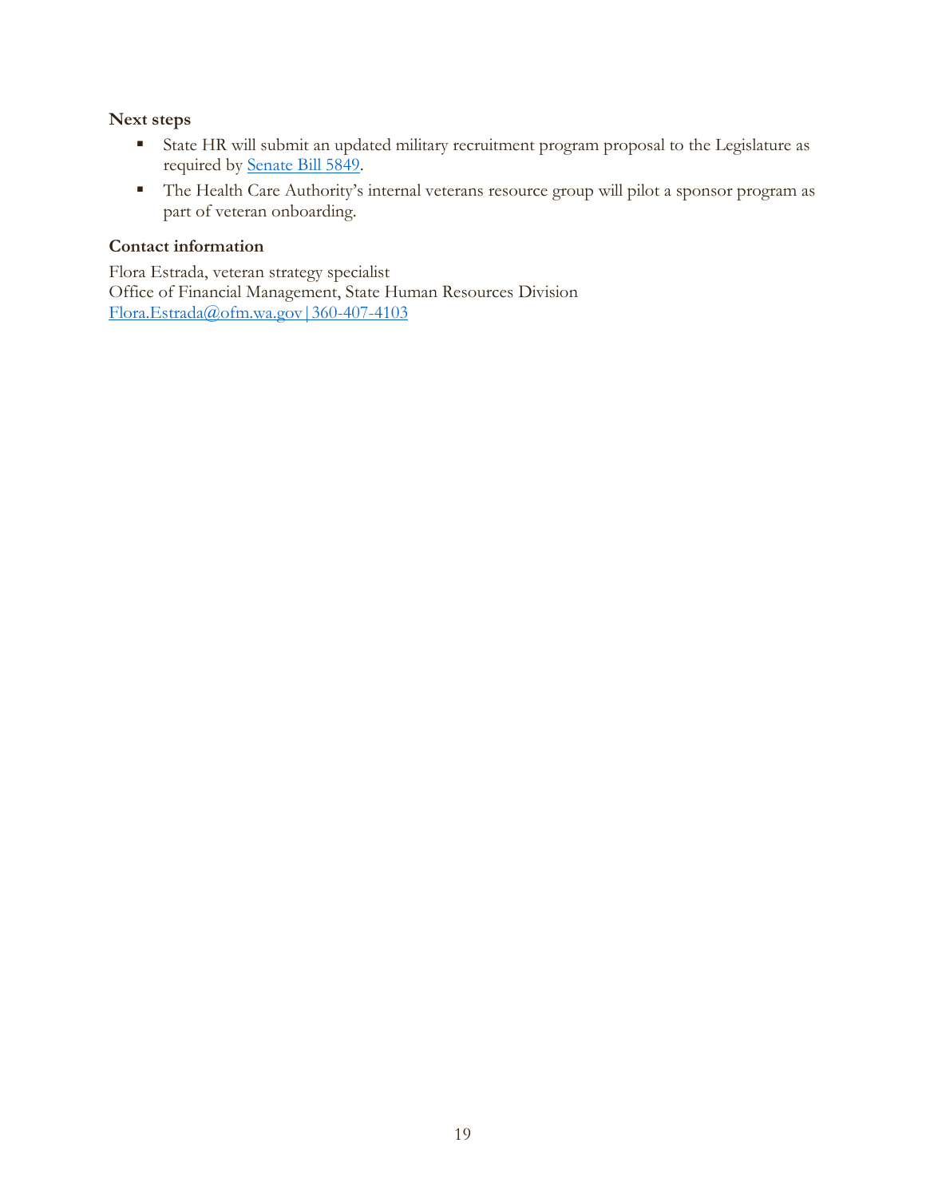### Next steps

- State HR will submit an updated military recruitment program proposal to the Legislature as required by [Senate Bill 5849](#).
- The Health Care Authority's internal veterans resource group will pilot a sponsor program as part of veteran onboarding.

### Contact information

Flora Estrada, veteran strategy specialist
Office of Financial Management, State Human Resources Division
Flora.Estrada@ofm.wa.gov | 360-407-4103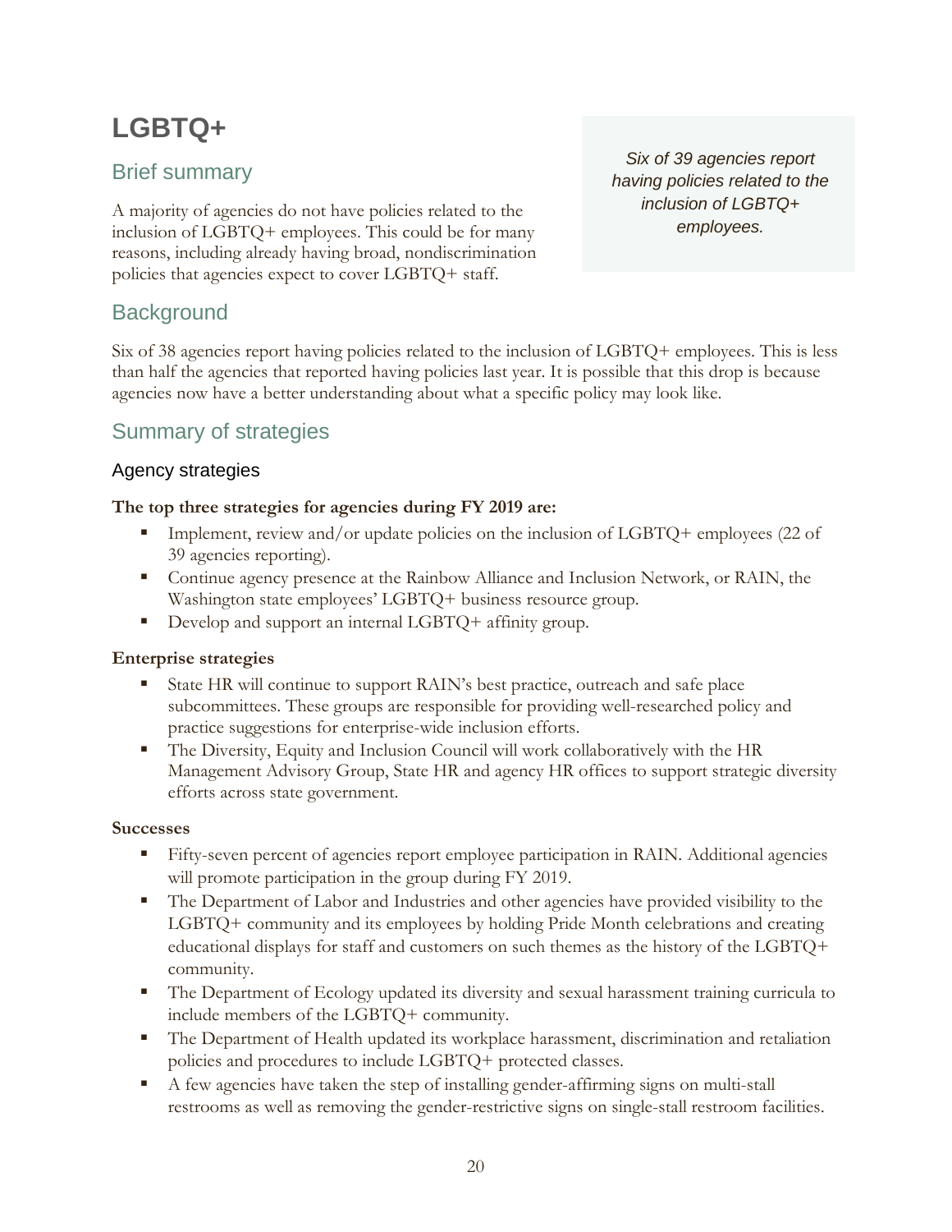# LGBTQ+

## Brief summary

A majority of agencies do not have policies related to the inclusion of LGBTQ+ employees. This could be for many reasons, including already having broad, nondiscrimination policies that agencies expect to cover LGBTQ+ staff.

*Six of 39 agencies report having policies related to the inclusion of LGBTQ+ employees.*

## Background

Six of 38 agencies report having policies related to the inclusion of LGBTQ+ employees. This is less than half the agencies that reported having policies last year. It is possible that this drop is because agencies now have a better understanding about what a specific policy may look like.

## Summary of strategies

### Agency strategies

**The top three strategies for agencies during FY 2019 are:**

- Implement, review and/or update policies on the inclusion of LGBTQ+ employees (22 of 39 agencies reporting).
- Continue agency presence at the Rainbow Alliance and Inclusion Network, or RAIN, the Washington state employees' LGBTQ+ business resource group.
- Develop and support an internal LGBTQ+ affinity group.

**Enterprise strategies**

- State HR will continue to support RAIN's best practice, outreach and safe place subcommittees. These groups are responsible for providing well-researched policy and practice suggestions for enterprise-wide inclusion efforts.
- The Diversity, Equity and Inclusion Council will work collaboratively with the HR Management Advisory Group, State HR and agency HR offices to support strategic diversity efforts across state government.

**Successes**

- Fifty-seven percent of agencies report employee participation in RAIN. Additional agencies will promote participation in the group during FY 2019.
- The Department of Labor and Industries and other agencies have provided visibility to the LGBTQ+ community and its employees by holding Pride Month celebrations and creating educational displays for staff and customers on such themes as the history of the LGBTQ+ community.
- The Department of Ecology updated its diversity and sexual harassment training curricula to include members of the LGBTQ+ community.
- The Department of Health updated its workplace harassment, discrimination and retaliation policies and procedures to include LGBTQ+ protected classes.
- A few agencies have taken the step of installing gender-affirming signs on multi-stall restrooms as well as removing the gender-restrictive signs on single-stall restroom facilities.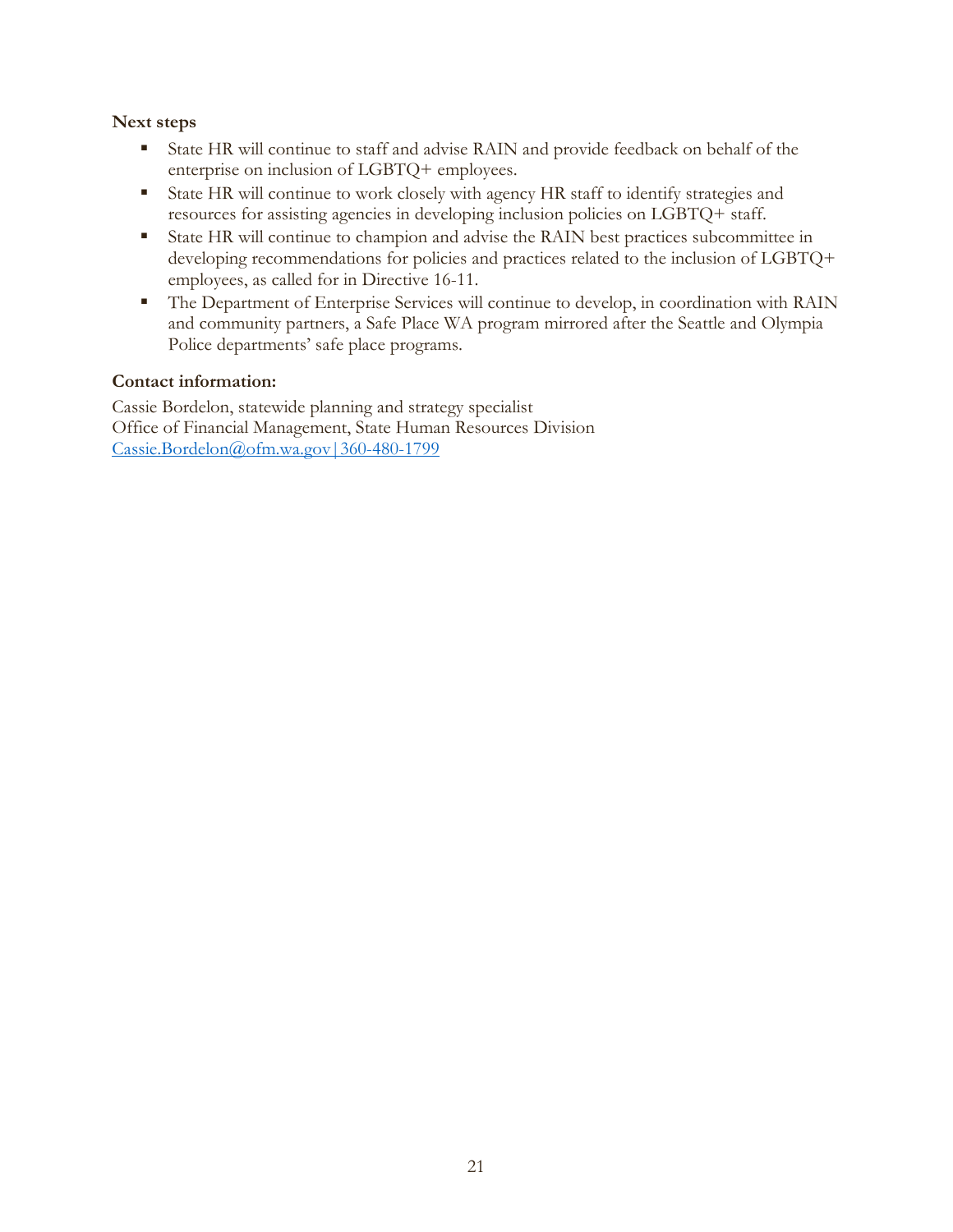**Next steps**

- State HR will continue to staff and advise RAIN and provide feedback on behalf of the enterprise on inclusion of LGBTQ+ employees.
- State HR will continue to work closely with agency HR staff to identify strategies and resources for assisting agencies in developing inclusion policies on LGBTQ+ staff.
- State HR will continue to champion and advise the RAIN best practices subcommittee in developing recommendations for policies and practices related to the inclusion of LGBTQ+ employees, as called for in Directive 16-11.
- The Department of Enterprise Services will continue to develop, in coordination with RAIN and community partners, a Safe Place WA program mirrored after the Seattle and Olympia Police departments' safe place programs.

**Contact information:**

Cassie Bordelon, statewide planning and strategy specialist
Office of Financial Management, State Human Resources Division
Cassie.Bordelon@ofm.wa.gov | 360-480-1799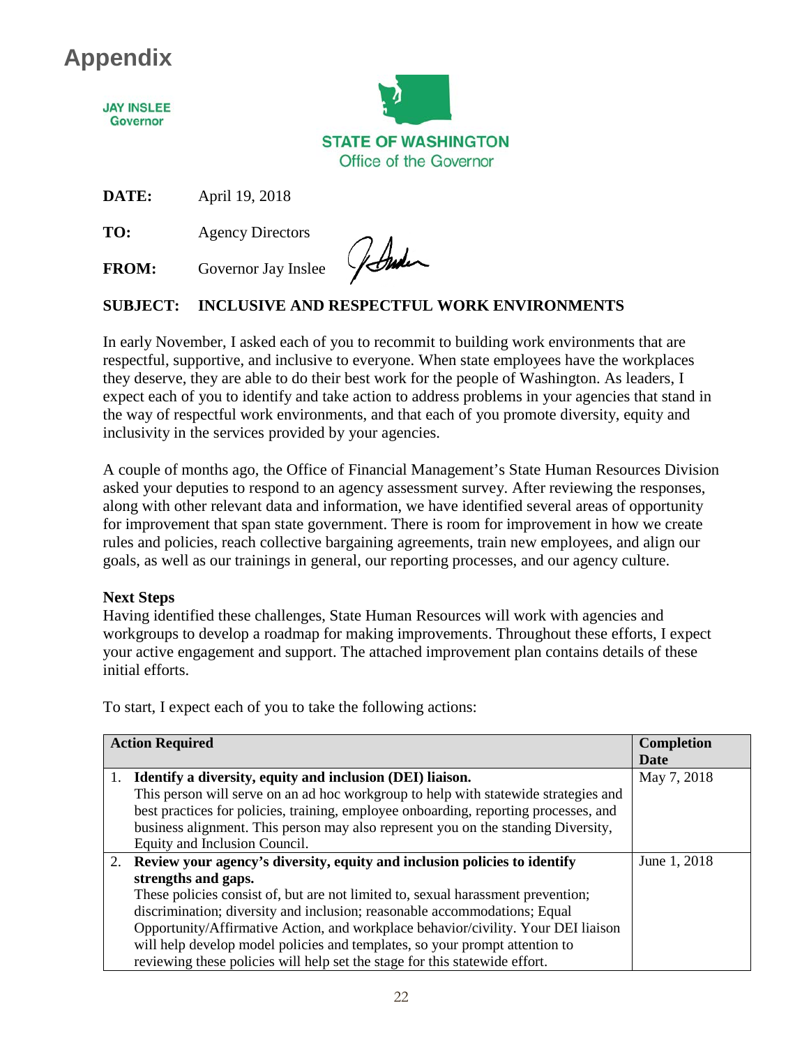# Appendix

**JAY INSLEE**
**Governor**

**STATE OF WASHINGTON**
Office of the Governor

**DATE:** April 19, 2018

**TO:** Agency Directors

**FROM:** Governor Jay Inslee

**SUBJECT: INCLUSIVE AND RESPECTFUL WORK ENVIRONMENTS**

In early November, I asked each of you to recommit to building work environments that are respectful, supportive, and inclusive to everyone. When state employees have the workplaces they deserve, they are able to do their best work for the people of Washington. As leaders, I expect each of you to identify and take action to address problems in your agencies that stand in the way of respectful work environments, and that each of you promote diversity, equity and inclusivity in the services provided by your agencies.

A couple of months ago, the Office of Financial Management's State Human Resources Division asked your deputies to respond to an agency assessment survey. After reviewing the responses, along with other relevant data and information, we have identified several areas of opportunity for improvement that span state government. There is room for improvement in how we create rules and policies, reach collective bargaining agreements, train new employees, and align our goals, as well as our trainings in general, our reporting processes, and our agency culture.

**Next Steps**

Having identified these challenges, State Human Resources will work with agencies and workgroups to develop a roadmap for making improvements. Throughout these efforts, I expect your active engagement and support. The attached improvement plan contains details of these initial efforts.

To start, I expect each of you to take the following actions:

| Action Required | Completion Date |
|---|---|
| 1. **Identify a diversity, equity and inclusion (DEI) liaison.** This person will serve on an ad hoc workgroup to help with statewide strategies and best practices for policies, training, employee onboarding, reporting processes, and business alignment. This person may also represent you on the standing Diversity, Equity and Inclusion Council. | May 7, 2018 |
| 2. **Review your agency's diversity, equity and inclusion policies to identify strengths and gaps.** These policies consist of, but are not limited to, sexual harassment prevention; discrimination; diversity and inclusion; reasonable accommodations; Equal Opportunity/Affirmative Action, and workplace behavior/civility. Your DEI liaison will help develop model policies and templates, so your prompt attention to reviewing these policies will help set the stage for this statewide effort. | June 1, 2018 |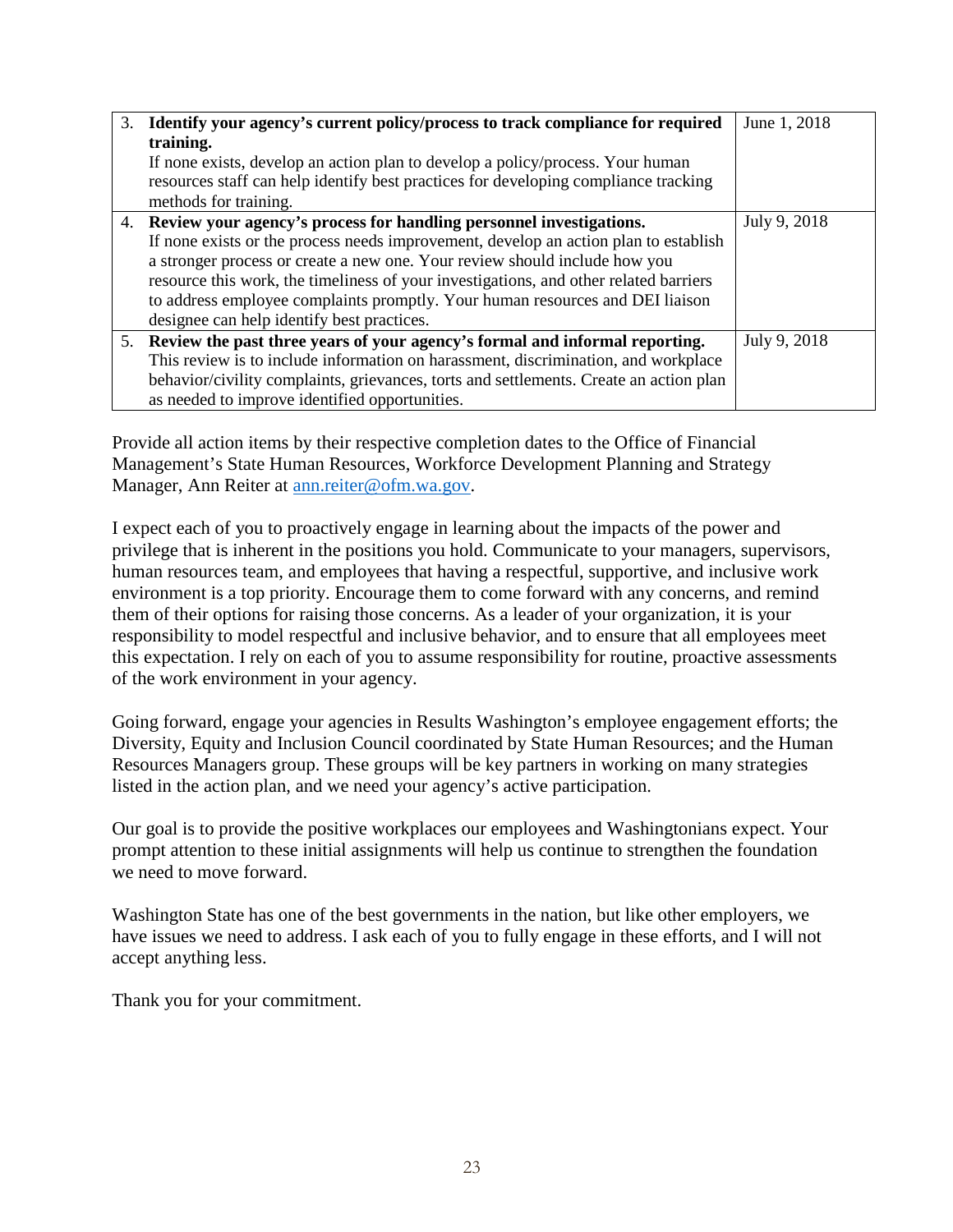| | | |
|---|---|---|
| 3. | **Identify your agency's current policy/process to track compliance for required training.** If none exists, develop an action plan to develop a policy/process. Your human resources staff can help identify best practices for developing compliance tracking methods for training. | June 1, 2018 |
| 4. | **Review your agency's process for handling personnel investigations.** If none exists or the process needs improvement, develop an action plan to establish a stronger process or create a new one. Your review should include how you resource this work, the timeliness of your investigations, and other related barriers to address employee complaints promptly. Your human resources and DEI liaison designee can help identify best practices. | July 9, 2018 |
| 5. | **Review the past three years of your agency's formal and informal reporting.** This review is to include information on harassment, discrimination, and workplace behavior/civility complaints, grievances, torts and settlements. Create an action plan as needed to improve identified opportunities. | July 9, 2018 |

Provide all action items by their respective completion dates to the Office of Financial Management's State Human Resources, Workforce Development Planning and Strategy Manager, Ann Reiter at ann.reiter@ofm.wa.gov.

I expect each of you to proactively engage in learning about the impacts of the power and privilege that is inherent in the positions you hold. Communicate to your managers, supervisors, human resources team, and employees that having a respectful, supportive, and inclusive work environment is a top priority. Encourage them to come forward with any concerns, and remind them of their options for raising those concerns. As a leader of your organization, it is your responsibility to model respectful and inclusive behavior, and to ensure that all employees meet this expectation. I rely on each of you to assume responsibility for routine, proactive assessments of the work environment in your agency.

Going forward, engage your agencies in Results Washington's employee engagement efforts; the Diversity, Equity and Inclusion Council coordinated by State Human Resources; and the Human Resources Managers group. These groups will be key partners in working on many strategies listed in the action plan, and we need your agency's active participation.

Our goal is to provide the positive workplaces our employees and Washingtonians expect. Your prompt attention to these initial assignments will help us continue to strengthen the foundation we need to move forward.

Washington State has one of the best governments in the nation, but like other employers, we have issues we need to address. I ask each of you to fully engage in these efforts, and I will not accept anything less.

Thank you for your commitment.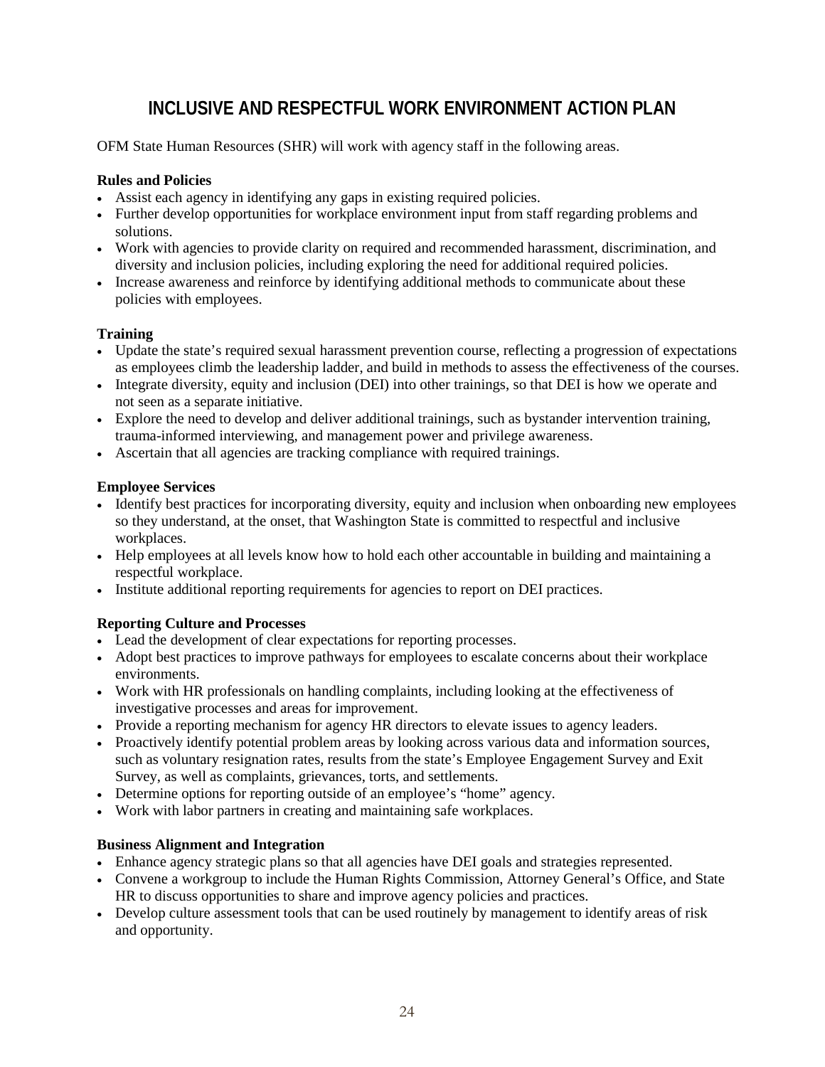# INCLUSIVE AND RESPECTFUL WORK ENVIRONMENT ACTION PLAN

OFM State Human Resources (SHR) will work with agency staff in the following areas.

**Rules and Policies**

- Assist each agency in identifying any gaps in existing required policies.
- Further develop opportunities for workplace environment input from staff regarding problems and solutions.
- Work with agencies to provide clarity on required and recommended harassment, discrimination, and diversity and inclusion policies, including exploring the need for additional required policies.
- Increase awareness and reinforce by identifying additional methods to communicate about these policies with employees.

**Training**

- Update the state's required sexual harassment prevention course, reflecting a progression of expectations as employees climb the leadership ladder, and build in methods to assess the effectiveness of the courses.
- Integrate diversity, equity and inclusion (DEI) into other trainings, so that DEI is how we operate and not seen as a separate initiative.
- Explore the need to develop and deliver additional trainings, such as bystander intervention training, trauma-informed interviewing, and management power and privilege awareness.
- Ascertain that all agencies are tracking compliance with required trainings.

**Employee Services**

- Identify best practices for incorporating diversity, equity and inclusion when onboarding new employees so they understand, at the onset, that Washington State is committed to respectful and inclusive workplaces.
- Help employees at all levels know how to hold each other accountable in building and maintaining a respectful workplace.
- Institute additional reporting requirements for agencies to report on DEI practices.

**Reporting Culture and Processes**

- Lead the development of clear expectations for reporting processes.
- Adopt best practices to improve pathways for employees to escalate concerns about their workplace environments.
- Work with HR professionals on handling complaints, including looking at the effectiveness of investigative processes and areas for improvement.
- Provide a reporting mechanism for agency HR directors to elevate issues to agency leaders.
- Proactively identify potential problem areas by looking across various data and information sources, such as voluntary resignation rates, results from the state's Employee Engagement Survey and Exit Survey, as well as complaints, grievances, torts, and settlements.
- Determine options for reporting outside of an employee's "home" agency.
- Work with labor partners in creating and maintaining safe workplaces.

**Business Alignment and Integration**

- Enhance agency strategic plans so that all agencies have DEI goals and strategies represented.
- Convene a workgroup to include the Human Rights Commission, Attorney General's Office, and State HR to discuss opportunities to share and improve agency policies and practices.
- Develop culture assessment tools that can be used routinely by management to identify areas of risk and opportunity.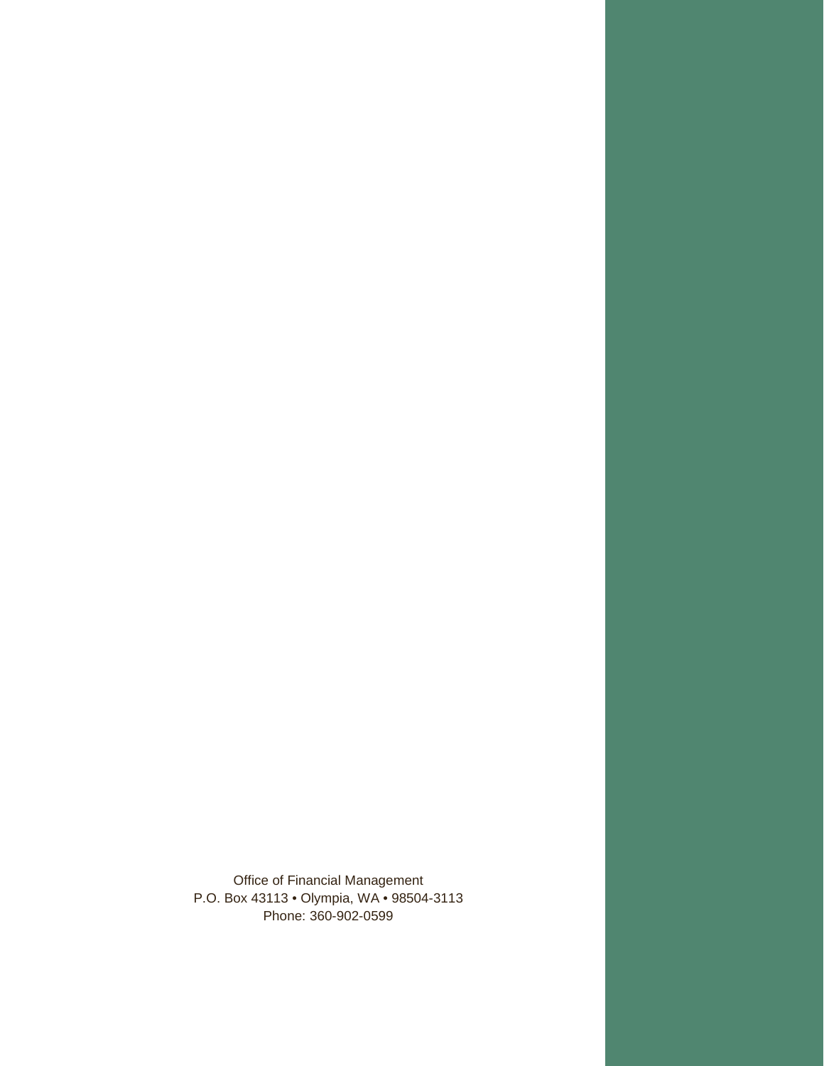Office of Financial Management
P.O. Box 43113 • Olympia, WA • 98504-3113
Phone: 360-902-0599